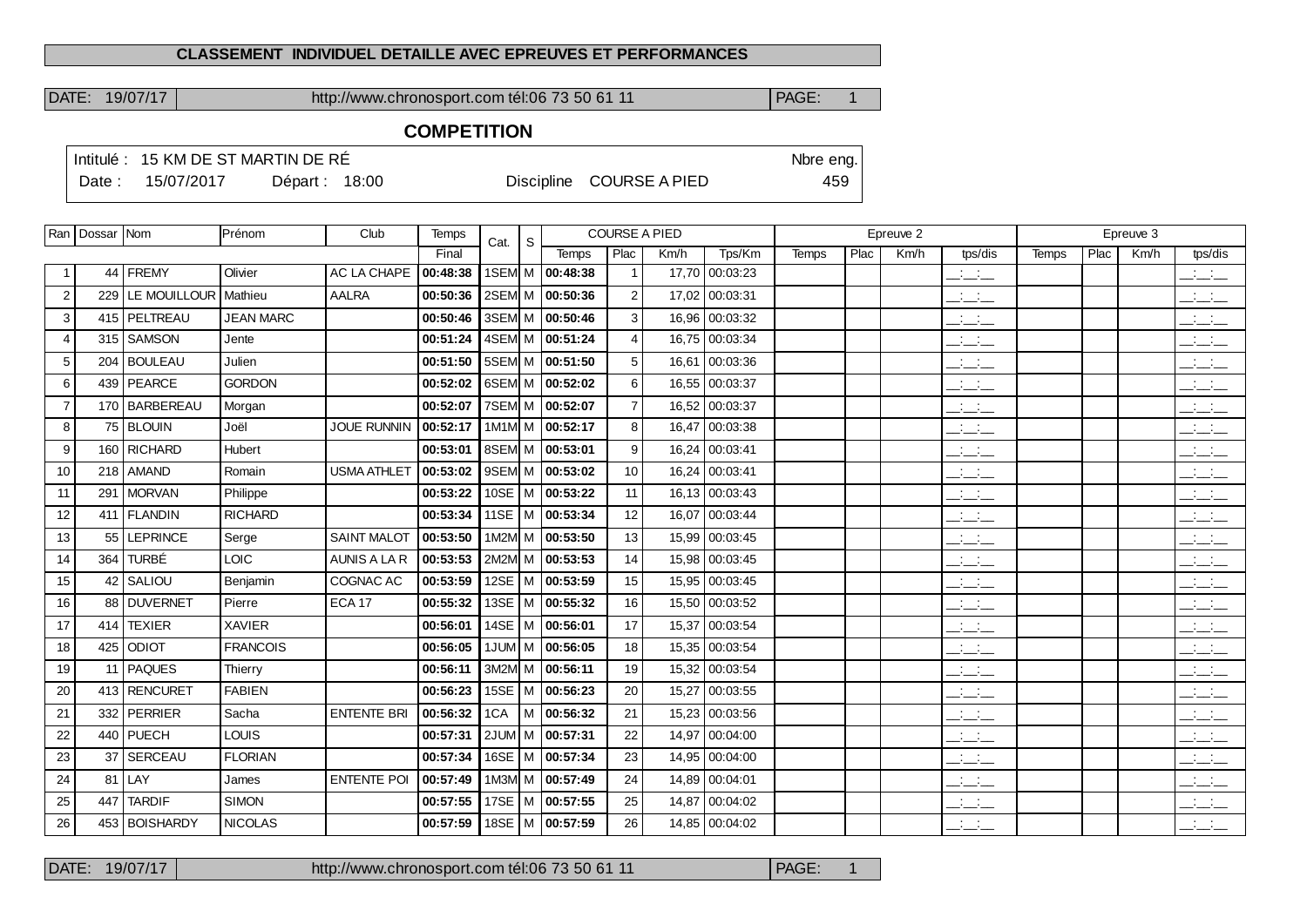**CLASSEMENT INDIVIDUEL DETAILLE AVEC EPREUVES ET PERFORMANCES**

# COMPETITION

Intitulé : 15 KM DE ST MARTIN DE RÉ

Date : 15/07/2017 Départ : 18:00

Discipline COURSE A PIED

Nbre eng. 459

| Ran | Dossar | Nom | Prénom | Club | Temps | Cat. | S | COURSE A PIED | | | | Epreuve 2 | | | | Epreuve 3 | | | |
|---|---|---|---|---|---|---|---|---|---|---|---|---|---|---|---|---|---|---|---|
| | | | | | Final | | | Temps | Plac | Km/h | Tps/Km | Temps | Plac | Km/h | tps/dis | Temps | Plac | Km/h | tps/dis |
| 1 | 44 | FREMY | Olivier | AC LA CHAPE | 00:48:38 | 1SEM | M | 00:48:38 | 1 | 17,70 | 00:03:23 | | | | __:__:__ | | | | __:__:__ |
| 2 | 229 | LE MOUILLOUR | Mathieu | AALRA | 00:50:36 | 2SEM | M | 00:50:36 | 2 | 17,02 | 00:03:31 | | | | __:__:__ | | | | __:__:__ |
| 3 | 415 | PELTREAU | JEAN MARC | | 00:50:46 | 3SEM | M | 00:50:46 | 3 | 16,96 | 00:03:32 | | | | __:__:__ | | | | __:__:__ |
| 4 | 315 | SAMSON | Jente | | 00:51:24 | 4SEM | M | 00:51:24 | 4 | 16,75 | 00:03:34 | | | | __:__:__ | | | | __:__:__ |
| 5 | 204 | BOULEAU | Julien | | 00:51:50 | 5SEM | M | 00:51:50 | 5 | 16,61 | 00:03:36 | | | | __:__:__ | | | | __:__:__ |
| 6 | 439 | PEARCE | GORDON | | 00:52:02 | 6SEM | M | 00:52:02 | 6 | 16,55 | 00:03:37 | | | | __:__:__ | | | | __:__:__ |
| 7 | 170 | BARBEREAU | Morgan | | 00:52:07 | 7SEM | M | 00:52:07 | 7 | 16,52 | 00:03:37 | | | | __:__:__ | | | | __:__:__ |
| 8 | 75 | BLOUIN | Joël | JOUE RUNNIN | 00:52:17 | 1M1M | M | 00:52:17 | 8 | 16,47 | 00:03:38 | | | | __:__:__ | | | | __:__:__ |
| 9 | 160 | RICHARD | Hubert | | 00:53:01 | 8SEM | M | 00:53:01 | 9 | 16,24 | 00:03:41 | | | | __:__:__ | | | | __:__:__ |
| 10 | 218 | AMAND | Romain | USMA ATHLET | 00:53:02 | 9SEM | M | 00:53:02 | 10 | 16,24 | 00:03:41 | | | | __:__:__ | | | | __:__:__ |
| 11 | 291 | MORVAN | Philippe | | 00:53:22 | 10SE | M | 00:53:22 | 11 | 16,13 | 00:03:43 | | | | __:__:__ | | | | __:__:__ |
| 12 | 411 | FLANDIN | RICHARD | | 00:53:34 | 11SE | M | 00:53:34 | 12 | 16,07 | 00:03:44 | | | | __:__:__ | | | | __:__:__ |
| 13 | 55 | LEPRINCE | Serge | SAINT MALOT | 00:53:50 | 1M2M | M | 00:53:50 | 13 | 15,99 | 00:03:45 | | | | __:__:__ | | | | __:__:__ |
| 14 | 364 | TURBÉ | LOIC | AUNIS A LA R | 00:53:53 | 2M2M | M | 00:53:53 | 14 | 15,98 | 00:03:45 | | | | __:__:__ | | | | __:__:__ |
| 15 | 42 | SALIOU | Benjamin | COGNAC AC | 00:53:59 | 12SE | M | 00:53:59 | 15 | 15,95 | 00:03:45 | | | | __:__:__ | | | | __:__:__ |
| 16 | 88 | DUVERNET | Pierre | ECA 17 | 00:55:32 | 13SE | M | 00:55:32 | 16 | 15,50 | 00:03:52 | | | | __:__:__ | | | | __:__:__ |
| 17 | 414 | TEXIER | XAVIER | | 00:56:01 | 14SE | M | 00:56:01 | 17 | 15,37 | 00:03:54 | | | | __:__:__ | | | | __:__:__ |
| 18 | 425 | ODIOT | FRANCOIS | | 00:56:05 | 1JUM | M | 00:56:05 | 18 | 15,35 | 00:03:54 | | | | __:__:__ | | | | __:__:__ |
| 19 | 11 | PAQUES | Thierry | | 00:56:11 | 3M2M | M | 00:56:11 | 19 | 15,32 | 00:03:54 | | | | __:__:__ | | | | __:__:__ |
| 20 | 413 | RENCURET | FABIEN | | 00:56:23 | 15SE | M | 00:56:23 | 20 | 15,27 | 00:03:55 | | | | __:__:__ | | | | __:__:__ |
| 21 | 332 | PERRIER | Sacha | ENTENTE BRI | 00:56:32 | 1CA | M | 00:56:32 | 21 | 15,23 | 00:03:56 | | | | __:__:__ | | | | __:__:__ |
| 22 | 440 | PUECH | LOUIS | | 00:57:31 | 2JUM | M | 00:57:31 | 22 | 14,97 | 00:04:00 | | | | __:__:__ | | | | __:__:__ |
| 23 | 37 | SERCEAU | FLORIAN | | 00:57:34 | 16SE | M | 00:57:34 | 23 | 14,95 | 00:04:00 | | | | __:__:__ | | | | __:__:__ |
| 24 | 81 | LAY | James | ENTENTE POI | 00:57:49 | 1M3M | M | 00:57:49 | 24 | 14,89 | 00:04:01 | | | | __:__:__ | | | | __:__:__ |
| 25 | 447 | TARDIF | SIMON | | 00:57:55 | 17SE | M | 00:57:55 | 25 | 14,87 | 00:04:02 | | | | __:__:__ | | | | __:__:__ |
| 26 | 453 | BOISHARDY | NICOLAS | | 00:57:59 | 18SE | M | 00:57:59 | 26 | 14,85 | 00:04:02 | | | | __:__:__ | | | | __:__:__ |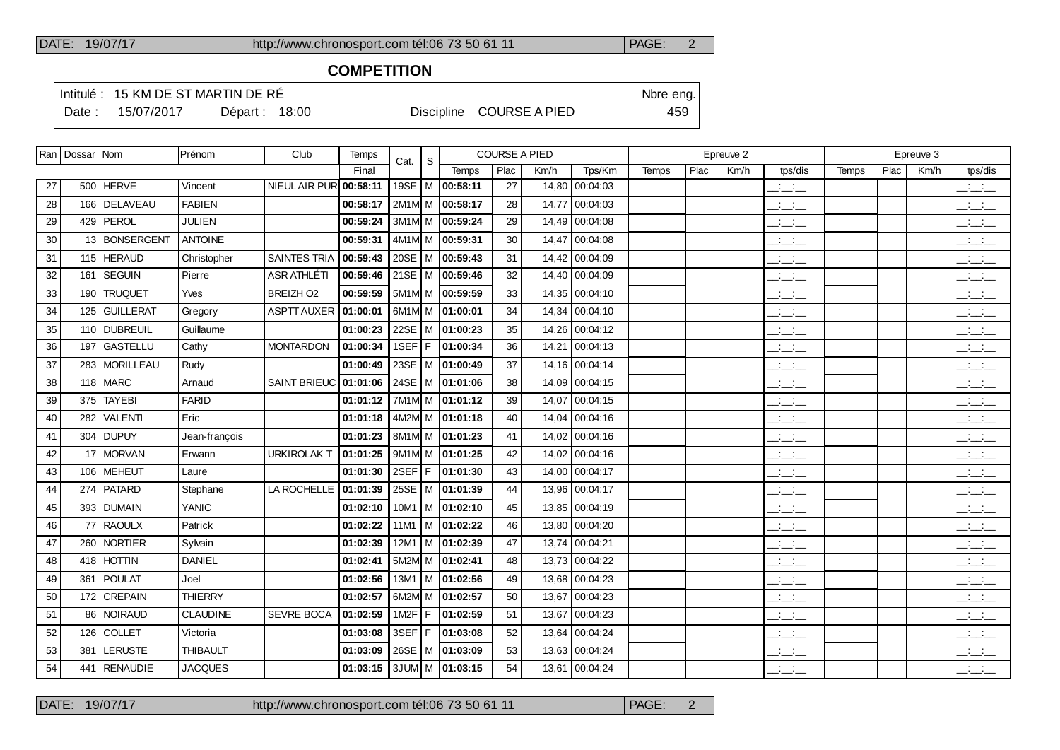## COMPETITION

Intitulé : 15 KM DE ST MARTIN DE RÉ

Date : 15/07/2017 Départ : 18:00 Discipline COURSE A PIED

Nbre eng. 459

| Ran | Dossar | Nom | Prénom | Club | Temps | Cat. | S | COURSE A PIED | | | | Epreuve 2 | | | | Epreuve 3 | | | |
|---|---|---|---|---|---|---|---|---|---|---|---|---|---|---|---|---|---|---|---|
| | | | | | Final | | | Temps | Plac | Km/h | Tps/Km | Temps | Plac | Km/h | tps/dis | Temps | Plac | Km/h | tps/dis |
| 27 | 500 | HERVE | Vincent | NIEUL AIR PUR | **00:58:11** | 19SE | M | **00:58:11** | 27 | 14,80 | 00:04:03 | | | | __:__:__ | | | | __:__:__ |
| 28 | 166 | DELAVEAU | FABIEN | | **00:58:17** | 2M1M | M | **00:58:17** | 28 | 14,77 | 00:04:03 | | | | __:__:__ | | | | __:__:__ |
| 29 | 429 | PEROL | JULIEN | | **00:59:24** | 3M1M | M | **00:59:24** | 29 | 14,49 | 00:04:08 | | | | __:__:__ | | | | __:__:__ |
| 30 | 13 | BONSERGENT | ANTOINE | | **00:59:31** | 4M1M | M | **00:59:31** | 30 | 14,47 | 00:04:08 | | | | __:__:__ | | | | __:__:__ |
| 31 | 115 | HERAUD | Christopher | SAINTES TRIA | **00:59:43** | 20SE | M | **00:59:43** | 31 | 14,42 | 00:04:09 | | | | __:__:__ | | | | __:__:__ |
| 32 | 161 | SEGUIN | Pierre | ASR ATHLÉTI | **00:59:46** | 21SE | M | **00:59:46** | 32 | 14,40 | 00:04:09 | | | | __:__:__ | | | | __:__:__ |
| 33 | 190 | TRUQUET | Yves | BREIZH O2 | **00:59:59** | 5M1M | M | **00:59:59** | 33 | 14,35 | 00:04:10 | | | | __:__:__ | | | | __:__:__ |
| 34 | 125 | GUILLERAT | Gregory | ASPTT AUXER | **01:00:01** | 6M1M | M | **01:00:01** | 34 | 14,34 | 00:04:10 | | | | __:__:__ | | | | __:__:__ |
| 35 | 110 | DUBREUIL | Guillaume | | **01:00:23** | 22SE | M | **01:00:23** | 35 | 14,26 | 00:04:12 | | | | __:__:__ | | | | __:__:__ |
| 36 | 197 | GASTELLU | Cathy | MONTARDON | **01:00:34** | 1SEF | F | **01:00:34** | 36 | 14,21 | 00:04:13 | | | | __:__:__ | | | | __:__:__ |
| 37 | 283 | MORILLEAU | Rudy | | **01:00:49** | 23SE | M | **01:00:49** | 37 | 14,16 | 00:04:14 | | | | __:__:__ | | | | __:__:__ |
| 38 | 118 | MARC | Arnaud | SAINT BRIEUC | **01:01:06** | 24SE | M | **01:01:06** | 38 | 14,09 | 00:04:15 | | | | __:__:__ | | | | __:__:__ |
| 39 | 375 | TAYEBI | FARID | | **01:01:12** | 7M1M | M | **01:01:12** | 39 | 14,07 | 00:04:15 | | | | __:__:__ | | | | __:__:__ |
| 40 | 282 | VALENTI | Eric | | **01:01:18** | 4M2M | M | **01:01:18** | 40 | 14,04 | 00:04:16 | | | | __:__:__ | | | | __:__:__ |
| 41 | 304 | DUPUY | Jean-françois | | **01:01:23** | 8M1M | M | **01:01:23** | 41 | 14,02 | 00:04:16 | | | | __:__:__ | | | | __:__:__ |
| 42 | 17 | MORVAN | Erwann | URKIROLAK T | **01:01:25** | 9M1M | M | **01:01:25** | 42 | 14,02 | 00:04:16 | | | | __:__:__ | | | | __:__:__ |
| 43 | 106 | MEHEUT | Laure | | **01:01:30** | 2SEF | F | **01:01:30** | 43 | 14,00 | 00:04:17 | | | | __:__:__ | | | | __:__:__ |
| 44 | 274 | PATARD | Stephane | LA ROCHELLE | **01:01:39** | 25SE | M | **01:01:39** | 44 | 13,96 | 00:04:17 | | | | __:__:__ | | | | __:__:__ |
| 45 | 393 | DUMAIN | YANIC | | **01:02:10** | 10M1 | M | **01:02:10** | 45 | 13,85 | 00:04:19 | | | | __:__:__ | | | | __:__:__ |
| 46 | 77 | RAOULX | Patrick | | **01:02:22** | 11M1 | M | **01:02:22** | 46 | 13,80 | 00:04:20 | | | | __:__:__ | | | | __:__:__ |
| 47 | 260 | NORTIER | Sylvain | | **01:02:39** | 12M1 | M | **01:02:39** | 47 | 13,74 | 00:04:21 | | | | __:__:__ | | | | __:__:__ |
| 48 | 418 | HOTTIN | DANIEL | | **01:02:41** | 5M2M | M | **01:02:41** | 48 | 13,73 | 00:04:22 | | | | __:__:__ | | | | __:__:__ |
| 49 | 361 | POULAT | Joel | | **01:02:56** | 13M1 | M | **01:02:56** | 49 | 13,68 | 00:04:23 | | | | __:__:__ | | | | __:__:__ |
| 50 | 172 | CREPAIN | THIERRY | | **01:02:57** | 6M2M | M | **01:02:57** | 50 | 13,67 | 00:04:23 | | | | __:__:__ | | | | __:__:__ |
| 51 | 86 | NOIRAUD | CLAUDINE | SEVRE BOCA | **01:02:59** | 1M2F | F | **01:02:59** | 51 | 13,67 | 00:04:23 | | | | __:__:__ | | | | __:__:__ |
| 52 | 126 | COLLET | Victoria | | **01:03:08** | 3SEF | F | **01:03:08** | 52 | 13,64 | 00:04:24 | | | | __:__:__ | | | | __:__:__ |
| 53 | 381 | LERUSTE | THIBAULT | | **01:03:09** | 26SE | M | **01:03:09** | 53 | 13,63 | 00:04:24 | | | | __:__:__ | | | | __:__:__ |
| 54 | 441 | RENAUDIE | JACQUES | | **01:03:15** | 3JUM | M | **01:03:15** | 54 | 13,61 | 00:04:24 | | | | __:__:__ | | | | __:__:__ |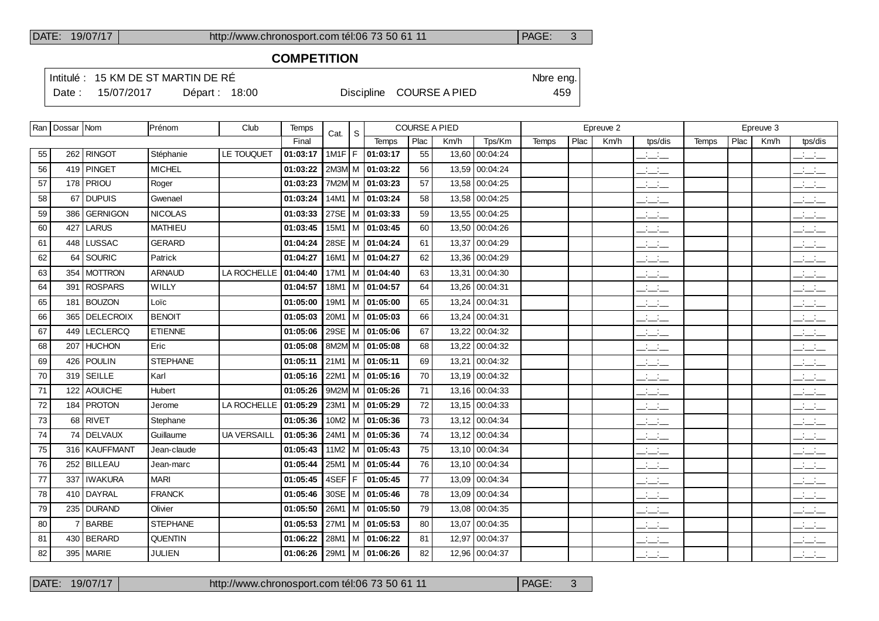## COMPETITION

Intitulé : 15 KM DE ST MARTIN DE RÉ

Date : 15/07/2017 Départ : 18:00

Discipline COURSE A PIED

Nbre eng. 459

| Ran | Dossar | Nom | Prénom | Club | Temps | Cat. | S | COURSE A PIED | | | | Epreuve 2 | | | | Epreuve 3 | | | |
|---|---|---|---|---|---|---|---|---|---|---|---|---|---|---|---|---|---|---|---|
| | | | | | Final | | | Temps | Plac | Km/h | Tps/Km | Temps | Plac | Km/h | tps/dis | Temps | Plac | Km/h | tps/dis |
| 55 | 262 | RINGOT | Stéphanie | LE TOUQUET | 01:03:17 | 1M1F | F | 01:03:17 | 55 | 13,60 | 00:04:24 | | | | __:__:__ | | | | __:__:__ |
| 56 | 419 | PINGET | MICHEL | | 01:03:22 | 2M3M | M | 01:03:22 | 56 | 13,59 | 00:04:24 | | | | __:__:__ | | | | __:__:__ |
| 57 | 178 | PRIOU | Roger | | 01:03:23 | 7M2M | M | 01:03:23 | 57 | 13,58 | 00:04:25 | | | | __:__:__ | | | | __:__:__ |
| 58 | 67 | DUPUIS | Gwenael | | 01:03:24 | 14M1 | M | 01:03:24 | 58 | 13,58 | 00:04:25 | | | | __:__:__ | | | | __:__:__ |
| 59 | 386 | GERNIGON | NICOLAS | | 01:03:33 | 27SE | M | 01:03:33 | 59 | 13,55 | 00:04:25 | | | | __:__:__ | | | | __:__:__ |
| 60 | 427 | LARUS | MATHIEU | | 01:03:45 | 15M1 | M | 01:03:45 | 60 | 13,50 | 00:04:26 | | | | __:__:__ | | | | __:__:__ |
| 61 | 448 | LUSSAC | GERARD | | 01:04:24 | 28SE | M | 01:04:24 | 61 | 13,37 | 00:04:29 | | | | __:__:__ | | | | __:__:__ |
| 62 | 64 | SOURIC | Patrick | | 01:04:27 | 16M1 | M | 01:04:27 | 62 | 13,36 | 00:04:29 | | | | __:__:__ | | | | __:__:__ |
| 63 | 354 | MOTTRON | ARNAUD | LA ROCHELLE | 01:04:40 | 17M1 | M | 01:04:40 | 63 | 13,31 | 00:04:30 | | | | __:__:__ | | | | __:__:__ |
| 64 | 391 | ROSPARS | WILLY | | 01:04:57 | 18M1 | M | 01:04:57 | 64 | 13,26 | 00:04:31 | | | | __:__:__ | | | | __:__:__ |
| 65 | 181 | BOUZON | Loïc | | 01:05:00 | 19M1 | M | 01:05:00 | 65 | 13,24 | 00:04:31 | | | | __:__:__ | | | | __:__:__ |
| 66 | 365 | DELECROIX | BENOIT | | 01:05:03 | 20M1 | M | 01:05:03 | 66 | 13,24 | 00:04:31 | | | | __:__:__ | | | | __:__:__ |
| 67 | 449 | LECLERCQ | ETIENNE | | 01:05:06 | 29SE | M | 01:05:06 | 67 | 13,22 | 00:04:32 | | | | __:__:__ | | | | __:__:__ |
| 68 | 207 | HUCHON | Eric | | 01:05:08 | 8M2M | M | 01:05:08 | 68 | 13,22 | 00:04:32 | | | | __:__:__ | | | | __:__:__ |
| 69 | 426 | POULIN | STEPHANE | | 01:05:11 | 21M1 | M | 01:05:11 | 69 | 13,21 | 00:04:32 | | | | __:__:__ | | | | __:__:__ |
| 70 | 319 | SEILLE | Karl | | 01:05:16 | 22M1 | M | 01:05:16 | 70 | 13,19 | 00:04:32 | | | | __:__:__ | | | | __:__:__ |
| 71 | 122 | AOUICHE | Hubert | | 01:05:26 | 9M2M | M | 01:05:26 | 71 | 13,16 | 00:04:33 | | | | __:__:__ | | | | __:__:__ |
| 72 | 184 | PROTON | Jerome | LA ROCHELLE | 01:05:29 | 23M1 | M | 01:05:29 | 72 | 13,15 | 00:04:33 | | | | __:__:__ | | | | __:__:__ |
| 73 | 68 | RIVET | Stephane | | 01:05:36 | 10M2 | M | 01:05:36 | 73 | 13,12 | 00:04:34 | | | | __:__:__ | | | | __:__:__ |
| 74 | 74 | DELVAUX | Guillaume | UA VERSAILL | 01:05:36 | 24M1 | M | 01:05:36 | 74 | 13,12 | 00:04:34 | | | | __:__:__ | | | | __:__:__ |
| 75 | 316 | KAUFFMANT | Jean-claude | | 01:05:43 | 11M2 | M | 01:05:43 | 75 | 13,10 | 00:04:34 | | | | __:__:__ | | | | __:__:__ |
| 76 | 252 | BILLEAU | Jean-marc | | 01:05:44 | 25M1 | M | 01:05:44 | 76 | 13,10 | 00:04:34 | | | | __:__:__ | | | | __:__:__ |
| 77 | 337 | IWAKURA | MARI | | 01:05:45 | 4SEF | F | 01:05:45 | 77 | 13,09 | 00:04:34 | | | | __:__:__ | | | | __:__:__ |
| 78 | 410 | DAYRAL | FRANCK | | 01:05:46 | 30SE | M | 01:05:46 | 78 | 13,09 | 00:04:34 | | | | __:__:__ | | | | __:__:__ |
| 79 | 235 | DURAND | Olivier | | 01:05:50 | 26M1 | M | 01:05:50 | 79 | 13,08 | 00:04:35 | | | | __:__:__ | | | | __:__:__ |
| 80 | 7 | BARBE | STEPHANE | | 01:05:53 | 27M1 | M | 01:05:53 | 80 | 13,07 | 00:04:35 | | | | __:__:__ | | | | __:__:__ |
| 81 | 430 | BERARD | QUENTIN | | 01:06:22 | 28M1 | M | 01:06:22 | 81 | 12,97 | 00:04:37 | | | | __:__:__ | | | | __:__:__ |
| 82 | 395 | MARIE | JULIEN | | 01:06:26 | 29M1 | M | 01:06:26 | 82 | 12,96 | 00:04:37 | | | | __:__:__ | | | | __:__:__ |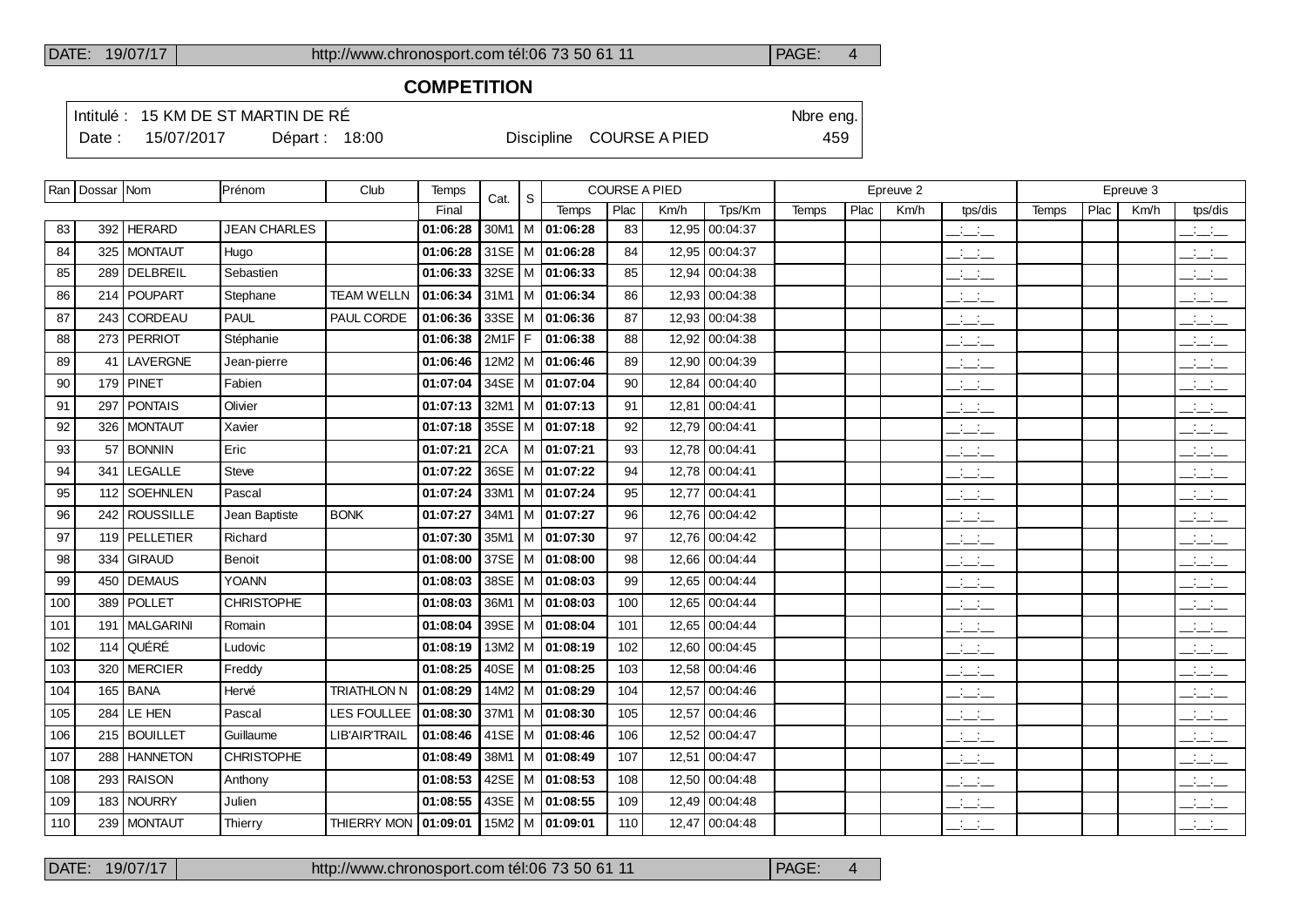## COMPETITION

Intitulé : 15 KM DE ST MARTIN DE RÉ — Nbre eng. 459

Date : 15/07/2017 — Départ : 18:00 — Discipline COURSE A PIED

| Ran | Dossar | Nom | Prénom | Club | Temps | Cat. | S | COURSE A PIED | | | | Epreuve 2 | | | | Epreuve 3 | | | |
|---|---|---|---|---|---|---|---|---|---|---|---|---|---|---|---|---|---|---|---|
| | | | | | Final | | | Temps | Plac | Km/h | Tps/Km | Temps | Plac | Km/h | tps/dis | Temps | Plac | Km/h | tps/dis |
| 83 | 392 | HERARD | JEAN CHARLES | | 01:06:28 | 30M1 | M | 01:06:28 | 83 | 12,95 | 00:04:37 | | | | __:__:__ | | | | __:__:__ |
| 84 | 325 | MONTAUT | Hugo | | 01:06:28 | 31SE | M | 01:06:28 | 84 | 12,95 | 00:04:37 | | | | __:__:__ | | | | __:__:__ |
| 85 | 289 | DELBREIL | Sebastien | | 01:06:33 | 32SE | M | 01:06:33 | 85 | 12,94 | 00:04:38 | | | | __:__:__ | | | | __:__:__ |
| 86 | 214 | POUPART | Stephane | TEAM WELLN | 01:06:34 | 31M1 | M | 01:06:34 | 86 | 12,93 | 00:04:38 | | | | __:__:__ | | | | __:__:__ |
| 87 | 243 | CORDEAU | PAUL | PAUL CORDE | 01:06:36 | 33SE | M | 01:06:36 | 87 | 12,93 | 00:04:38 | | | | __:__:__ | | | | __:__:__ |
| 88 | 273 | PERRIOT | Stéphanie | | 01:06:38 | 2M1F | F | 01:06:38 | 88 | 12,92 | 00:04:38 | | | | __:__:__ | | | | __:__:__ |
| 89 | 41 | LAVERGNE | Jean-pierre | | 01:06:46 | 12M2 | M | 01:06:46 | 89 | 12,90 | 00:04:39 | | | | __:__:__ | | | | __:__:__ |
| 90 | 179 | PINET | Fabien | | 01:07:04 | 34SE | M | 01:07:04 | 90 | 12,84 | 00:04:40 | | | | __:__:__ | | | | __:__:__ |
| 91 | 297 | PONTAIS | Olivier | | 01:07:13 | 32M1 | M | 01:07:13 | 91 | 12,81 | 00:04:41 | | | | __:__:__ | | | | __:__:__ |
| 92 | 326 | MONTAUT | Xavier | | 01:07:18 | 35SE | M | 01:07:18 | 92 | 12,79 | 00:04:41 | | | | __:__:__ | | | | __:__:__ |
| 93 | 57 | BONNIN | Eric | | 01:07:21 | 2CA | M | 01:07:21 | 93 | 12,78 | 00:04:41 | | | | __:__:__ | | | | __:__:__ |
| 94 | 341 | LEGALLE | Steve | | 01:07:22 | 36SE | M | 01:07:22 | 94 | 12,78 | 00:04:41 | | | | __:__:__ | | | | __:__:__ |
| 95 | 112 | SOEHNLEN | Pascal | | 01:07:24 | 33M1 | M | 01:07:24 | 95 | 12,77 | 00:04:41 | | | | __:__:__ | | | | __:__:__ |
| 96 | 242 | ROUSSILLE | Jean Baptiste | BONK | 01:07:27 | 34M1 | M | 01:07:27 | 96 | 12,76 | 00:04:42 | | | | __:__:__ | | | | __:__:__ |
| 97 | 119 | PELLETIER | Richard | | 01:07:30 | 35M1 | M | 01:07:30 | 97 | 12,76 | 00:04:42 | | | | __:__:__ | | | | __:__:__ |
| 98 | 334 | GIRAUD | Benoit | | 01:08:00 | 37SE | M | 01:08:00 | 98 | 12,66 | 00:04:44 | | | | __:__:__ | | | | __:__:__ |
| 99 | 450 | DEMAUS | YOANN | | 01:08:03 | 38SE | M | 01:08:03 | 99 | 12,65 | 00:04:44 | | | | __:__:__ | | | | __:__:__ |
| 100 | 389 | POLLET | CHRISTOPHE | | 01:08:03 | 36M1 | M | 01:08:03 | 100 | 12,65 | 00:04:44 | | | | __:__:__ | | | | __:__:__ |
| 101 | 191 | MALGARINI | Romain | | 01:08:04 | 39SE | M | 01:08:04 | 101 | 12,65 | 00:04:44 | | | | __:__:__ | | | | __:__:__ |
| 102 | 114 | QUÉRÉ | Ludovic | | 01:08:19 | 13M2 | M | 01:08:19 | 102 | 12,60 | 00:04:45 | | | | __:__:__ | | | | __:__:__ |
| 103 | 320 | MERCIER | Freddy | | 01:08:25 | 40SE | M | 01:08:25 | 103 | 12,58 | 00:04:46 | | | | __:__:__ | | | | __:__:__ |
| 104 | 165 | BANA | Hervé | TRIATHLON N | 01:08:29 | 14M2 | M | 01:08:29 | 104 | 12,57 | 00:04:46 | | | | __:__:__ | | | | __:__:__ |
| 105 | 284 | LE HEN | Pascal | LES FOULLEE | 01:08:30 | 37M1 | M | 01:08:30 | 105 | 12,57 | 00:04:46 | | | | __:__:__ | | | | __:__:__ |
| 106 | 215 | BOUILLET | Guillaume | LIB'AIR'TRAIL | 01:08:46 | 41SE | M | 01:08:46 | 106 | 12,52 | 00:04:47 | | | | __:__:__ | | | | __:__:__ |
| 107 | 288 | HANNETON | CHRISTOPHE | | 01:08:49 | 38M1 | M | 01:08:49 | 107 | 12,51 | 00:04:47 | | | | __:__:__ | | | | __:__:__ |
| 108 | 293 | RAISON | Anthony | | 01:08:53 | 42SE | M | 01:08:53 | 108 | 12,50 | 00:04:48 | | | | __:__:__ | | | | __:__:__ |
| 109 | 183 | NOURRY | Julien | | 01:08:55 | 43SE | M | 01:08:55 | 109 | 12,49 | 00:04:48 | | | | __:__:__ | | | | __:__:__ |
| 110 | 239 | MONTAUT | Thierry | THIERRY MON | 01:09:01 | 15M2 | M | 01:09:01 | 110 | 12,47 | 00:04:48 | | | | __:__:__ | | | | __:__:__ |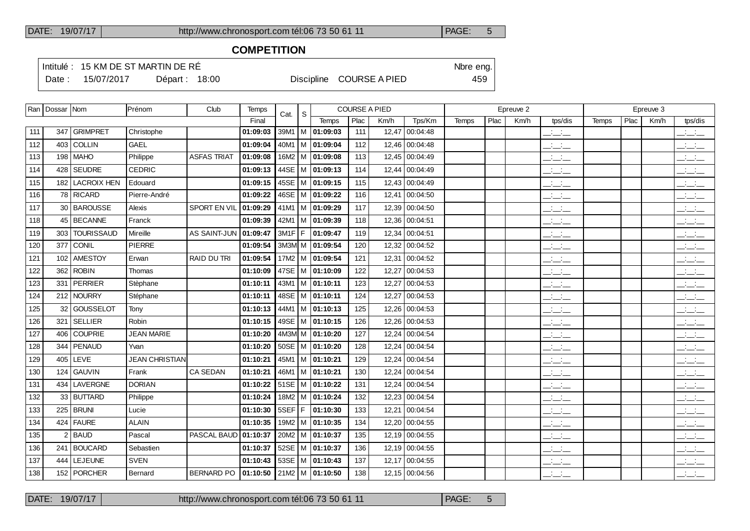## COMPETITION

Intitulé : 15 KM DE ST MARTIN DE RÉ | Nbre eng.

Date : 15/07/2017 Départ : 18:00 Discipline COURSE A PIED | 459

| Ran | Dossar | Nom | Prénom | Club | Temps | Cat. | S | COURSE A PIED | | | | Epreuve 2 | | | | Epreuve 3 | | | |
|---|---|---|---|---|---|---|---|---|---|---|---|---|---|---|---|---|---|---|---|
| | | | | | Final | | | Temps | Plac | Km/h | Tps/Km | Temps | Plac | Km/h | tps/dis | Temps | Plac | Km/h | tps/dis |
| 111 | 347 | GRIMPRET | Christophe | | **01:09:03** | 39M1 | M | **01:09:03** | 111 | 12,47 | 00:04:48 | | | | __:__:__ | | | | __:__:__ |
| 112 | 403 | COLLIN | GAEL | | **01:09:04** | 40M1 | M | **01:09:04** | 112 | 12,46 | 00:04:48 | | | | __:__:__ | | | | __:__:__ |
| 113 | 198 | MAHO | Philippe | ASFAS TRIAT | **01:09:08** | 16M2 | M | **01:09:08** | 113 | 12,45 | 00:04:49 | | | | __:__:__ | | | | __:__:__ |
| 114 | 428 | SEUDRE | CEDRIC | | **01:09:13** | 44SE | M | **01:09:13** | 114 | 12,44 | 00:04:49 | | | | __:__:__ | | | | __:__:__ |
| 115 | 182 | LACROIX HEN | Edouard | | **01:09:15** | 45SE | M | **01:09:15** | 115 | 12,43 | 00:04:49 | | | | __:__:__ | | | | __:__:__ |
| 116 | 78 | RICARD | Pierre-André | | **01:09:22** | 46SE | M | **01:09:22** | 116 | 12,41 | 00:04:50 | | | | __:__:__ | | | | __:__:__ |
| 117 | 30 | BAROUSSE | Alexis | SPORT EN VIL | **01:09:29** | 41M1 | M | **01:09:29** | 117 | 12,39 | 00:04:50 | | | | __:__:__ | | | | __:__:__ |
| 118 | 45 | BECANNE | Franck | | **01:09:39** | 42M1 | M | **01:09:39** | 118 | 12,36 | 00:04:51 | | | | __:__:__ | | | | __:__:__ |
| 119 | 303 | TOURISSAUD | Mireille | AS SAINT-JUN | **01:09:47** | 3M1F | F | **01:09:47** | 119 | 12,34 | 00:04:51 | | | | __:__:__ | | | | __:__:__ |
| 120 | 377 | CONIL | PIERRE | | **01:09:54** | 3M3M | M | **01:09:54** | 120 | 12,32 | 00:04:52 | | | | __:__:__ | | | | __:__:__ |
| 121 | 102 | AMESTOY | Erwan | RAID DU TRI | **01:09:54** | 17M2 | M | **01:09:54** | 121 | 12,31 | 00:04:52 | | | | __:__:__ | | | | __:__:__ |
| 122 | 362 | ROBIN | Thomas | | **01:10:09** | 47SE | M | **01:10:09** | 122 | 12,27 | 00:04:53 | | | | __:__:__ | | | | __:__:__ |
| 123 | 331 | PERRIER | Stèphane | | **01:10:11** | 43M1 | M | **01:10:11** | 123 | 12,27 | 00:04:53 | | | | __:__:__ | | | | __:__:__ |
| 124 | 212 | NOURRY | Stéphane | | **01:10:11** | 48SE | M | **01:10:11** | 124 | 12,27 | 00:04:53 | | | | __:__:__ | | | | __:__:__ |
| 125 | 32 | GOUSSELOT | Tony | | **01:10:13** | 44M1 | M | **01:10:13** | 125 | 12,26 | 00:04:53 | | | | __:__:__ | | | | __:__:__ |
| 126 | 321 | SELLIER | Robin | | **01:10:15** | 49SE | M | **01:10:15** | 126 | 12,26 | 00:04:53 | | | | __:__:__ | | | | __:__:__ |
| 127 | 406 | COUPRIE | JEAN MARIE | | **01:10:20** | 4M3M | M | **01:10:20** | 127 | 12,24 | 00:04:54 | | | | __:__:__ | | | | __:__:__ |
| 128 | 344 | PENAUD | Yvan | | **01:10:20** | 50SE | M | **01:10:20** | 128 | 12,24 | 00:04:54 | | | | __:__:__ | | | | __:__:__ |
| 129 | 405 | LEVE | JEAN CHRISTIAN | | **01:10:21** | 45M1 | M | **01:10:21** | 129 | 12,24 | 00:04:54 | | | | __:__:__ | | | | __:__:__ |
| 130 | 124 | GAUVIN | Frank | CA SEDAN | **01:10:21** | 46M1 | M | **01:10:21** | 130 | 12,24 | 00:04:54 | | | | __:__:__ | | | | __:__:__ |
| 131 | 434 | LAVERGNE | DORIAN | | **01:10:22** | 51SE | M | **01:10:22** | 131 | 12,24 | 00:04:54 | | | | __:__:__ | | | | __:__:__ |
| 132 | 33 | BUTTARD | Philippe | | **01:10:24** | 18M2 | M | **01:10:24** | 132 | 12,23 | 00:04:54 | | | | __:__:__ | | | | __:__:__ |
| 133 | 225 | BRUNI | Lucie | | **01:10:30** | 5SEF | F | **01:10:30** | 133 | 12,21 | 00:04:54 | | | | __:__:__ | | | | __:__:__ |
| 134 | 424 | FAURE | ALAIN | | **01:10:35** | 19M2 | M | **01:10:35** | 134 | 12,20 | 00:04:55 | | | | __:__:__ | | | | __:__:__ |
| 135 | 2 | BAUD | Pascal | PASCAL BAUD | **01:10:37** | 20M2 | M | **01:10:37** | 135 | 12,19 | 00:04:55 | | | | __:__:__ | | | | __:__:__ |
| 136 | 241 | BOUCARD | Sebastien | | **01:10:37** | 52SE | M | **01:10:37** | 136 | 12,19 | 00:04:55 | | | | __:__:__ | | | | __:__:__ |
| 137 | 444 | LEJEUNE | SVEN | | **01:10:43** | 53SE | M | **01:10:43** | 137 | 12,17 | 00:04:55 | | | | __:__:__ | | | | __:__:__ |
| 138 | 152 | PORCHER | Bernard | BERNARD PO | **01:10:50** | 21M2 | M | **01:10:50** | 138 | 12,15 | 00:04:56 | | | | __:__:__ | | | | __:__:__ |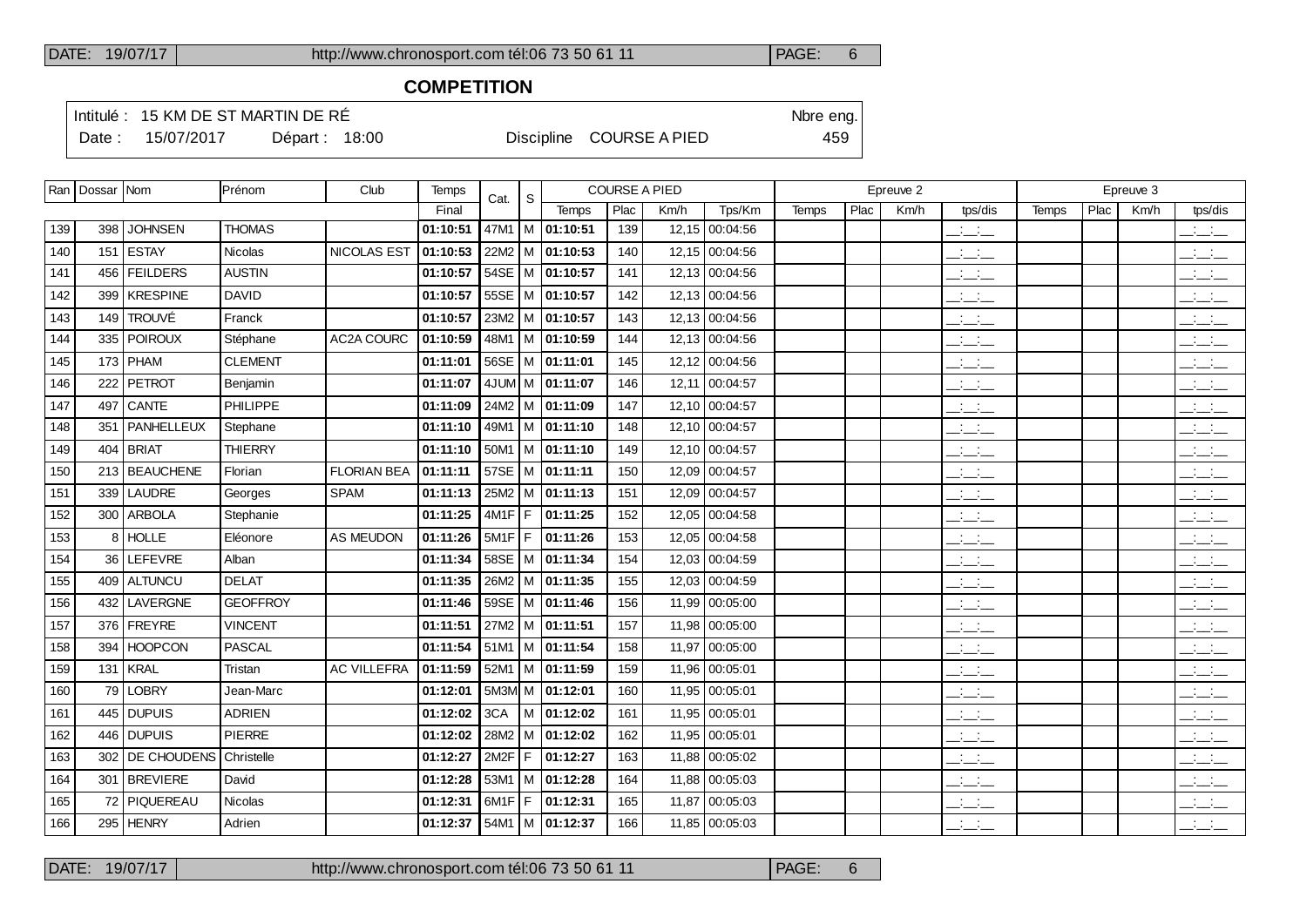## COMPETITION

Intitulé : 15 KM DE ST MARTIN DE RÉ

Date : 15/07/2017 Départ : 18:00 Discipline COURSE A PIED

Nbre eng. 459

| Ran | Dossar | Nom | Prénom | Club | Temps | Cat. | S | COURSE A PIED | | | | Epreuve 2 | | | | Epreuve 3 | | | |
|---|---|---|---|---|---|---|---|---|---|---|---|---|---|---|---|---|---|---|---|
| | | | | | Final | | | Temps | Plac | Km/h | Tps/Km | Temps | Plac | Km/h | tps/dis | Temps | Plac | Km/h | tps/dis |
| 139 | 398 | JOHNSEN | THOMAS | | 01:10:51 | 47M1 | M | 01:10:51 | 139 | 12,15 | 00:04:56 | | | | __:__:__ | | | | __:__:__ |
| 140 | 151 | ESTAY | Nicolas | NICOLAS EST | 01:10:53 | 22M2 | M | 01:10:53 | 140 | 12,15 | 00:04:56 | | | | __:__:__ | | | | __:__:__ |
| 141 | 456 | FEILDERS | AUSTIN | | 01:10:57 | 54SE | M | 01:10:57 | 141 | 12,13 | 00:04:56 | | | | __:__:__ | | | | __:__:__ |
| 142 | 399 | KRESPINE | DAVID | | 01:10:57 | 55SE | M | 01:10:57 | 142 | 12,13 | 00:04:56 | | | | __:__:__ | | | | __:__:__ |
| 143 | 149 | TROUVÉ | Franck | | 01:10:57 | 23M2 | M | 01:10:57 | 143 | 12,13 | 00:04:56 | | | | __:__:__ | | | | __:__:__ |
| 144 | 335 | POIROUX | Stéphane | AC2A COURC | 01:10:59 | 48M1 | M | 01:10:59 | 144 | 12,13 | 00:04:56 | | | | __:__:__ | | | | __:__:__ |
| 145 | 173 | PHAM | CLEMENT | | 01:11:01 | 56SE | M | 01:11:01 | 145 | 12,12 | 00:04:56 | | | | __:__:__ | | | | __:__:__ |
| 146 | 222 | PETROT | Benjamin | | 01:11:07 | 4JUM | M | 01:11:07 | 146 | 12,11 | 00:04:57 | | | | __:__:__ | | | | __:__:__ |
| 147 | 497 | CANTE | PHILIPPE | | 01:11:09 | 24M2 | M | 01:11:09 | 147 | 12,10 | 00:04:57 | | | | __:__:__ | | | | __:__:__ |
| 148 | 351 | PANHELLEUX | Stephane | | 01:11:10 | 49M1 | M | 01:11:10 | 148 | 12,10 | 00:04:57 | | | | __:__:__ | | | | __:__:__ |
| 149 | 404 | BRIAT | THIERRY | | 01:11:10 | 50M1 | M | 01:11:10 | 149 | 12,10 | 00:04:57 | | | | __:__:__ | | | | __:__:__ |
| 150 | 213 | BEAUCHENE | Florian | FLORIAN BEA | 01:11:11 | 57SE | M | 01:11:11 | 150 | 12,09 | 00:04:57 | | | | __:__:__ | | | | __:__:__ |
| 151 | 339 | LAUDRE | Georges | SPAM | 01:11:13 | 25M2 | M | 01:11:13 | 151 | 12,09 | 00:04:57 | | | | __:__:__ | | | | __:__:__ |
| 152 | 300 | ARBOLA | Stephanie | | 01:11:25 | 4M1F | F | 01:11:25 | 152 | 12,05 | 00:04:58 | | | | __:__:__ | | | | __:__:__ |
| 153 | 8 | HOLLE | Eléonore | AS MEUDON | 01:11:26 | 5M1F | F | 01:11:26 | 153 | 12,05 | 00:04:58 | | | | __:__:__ | | | | __:__:__ |
| 154 | 36 | LEFEVRE | Alban | | 01:11:34 | 58SE | M | 01:11:34 | 154 | 12,03 | 00:04:59 | | | | __:__:__ | | | | __:__:__ |
| 155 | 409 | ALTUNCU | DELAT | | 01:11:35 | 26M2 | M | 01:11:35 | 155 | 12,03 | 00:04:59 | | | | __:__:__ | | | | __:__:__ |
| 156 | 432 | LAVERGNE | GEOFFROY | | 01:11:46 | 59SE | M | 01:11:46 | 156 | 11,99 | 00:05:00 | | | | __:__:__ | | | | __:__:__ |
| 157 | 376 | FREYRE | VINCENT | | 01:11:51 | 27M2 | M | 01:11:51 | 157 | 11,98 | 00:05:00 | | | | __:__:__ | | | | __:__:__ |
| 158 | 394 | HOOPCON | PASCAL | | 01:11:54 | 51M1 | M | 01:11:54 | 158 | 11,97 | 00:05:00 | | | | __:__:__ | | | | __:__:__ |
| 159 | 131 | KRAL | Tristan | AC VILLEFRA | 01:11:59 | 52M1 | M | 01:11:59 | 159 | 11,96 | 00:05:01 | | | | __:__:__ | | | | __:__:__ |
| 160 | 79 | LOBRY | Jean-Marc | | 01:12:01 | 5M3M | M | 01:12:01 | 160 | 11,95 | 00:05:01 | | | | __:__:__ | | | | __:__:__ |
| 161 | 445 | DUPUIS | ADRIEN | | 01:12:02 | 3CA | M | 01:12:02 | 161 | 11,95 | 00:05:01 | | | | __:__:__ | | | | __:__:__ |
| 162 | 446 | DUPUIS | PIERRE | | 01:12:02 | 28M2 | M | 01:12:02 | 162 | 11,95 | 00:05:01 | | | | __:__:__ | | | | __:__:__ |
| 163 | 302 | DE CHOUDENS | Christelle | | 01:12:27 | 2M2F | F | 01:12:27 | 163 | 11,88 | 00:05:02 | | | | __:__:__ | | | | __:__:__ |
| 164 | 301 | BREVIERE | David | | 01:12:28 | 53M1 | M | 01:12:28 | 164 | 11,88 | 00:05:03 | | | | __:__:__ | | | | __:__:__ |
| 165 | 72 | PIQUEREAU | Nicolas | | 01:12:31 | 6M1F | F | 01:12:31 | 165 | 11,87 | 00:05:03 | | | | __:__:__ | | | | __:__:__ |
| 166 | 295 | HENRY | Adrien | | 01:12:37 | 54M1 | M | 01:12:37 | 166 | 11,85 | 00:05:03 | | | | __:__:__ | | | | __:__:__ |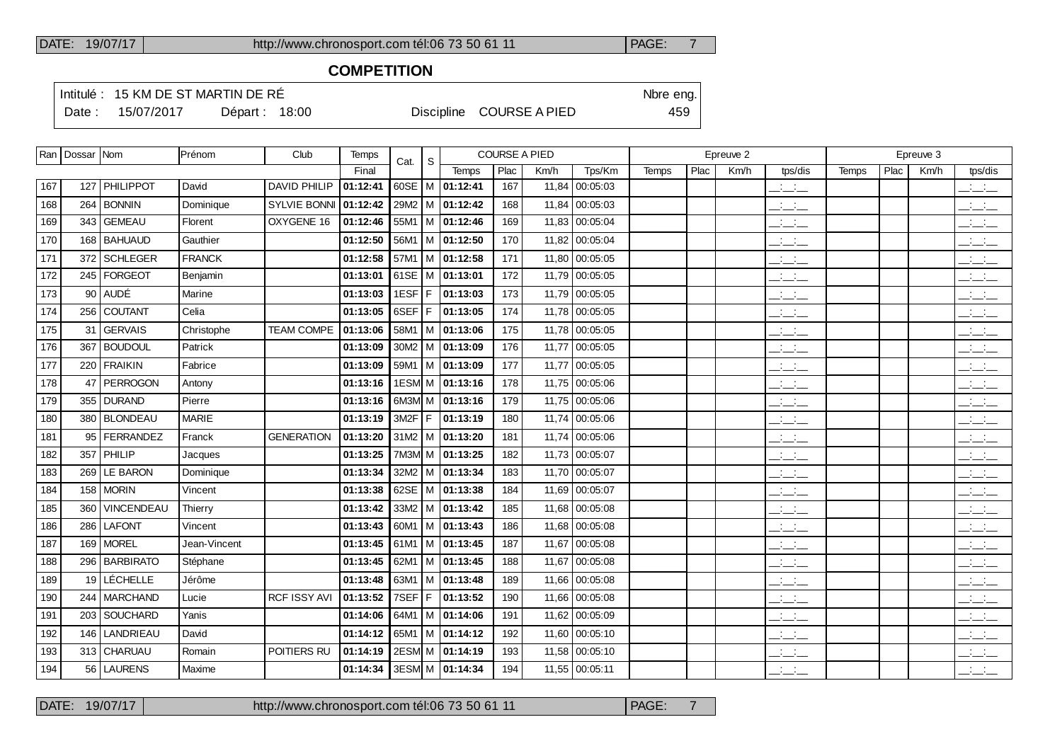## COMPETITION

Intitulé : 15 KM DE ST MARTIN DE RÉ — Nbre eng. 459

Date : 15/07/2017 — Départ : 18:00 — Discipline COURSE A PIED

| Ran | Dossar | Nom | Prénom | Club | Temps | Cat. | S | COURSE A PIED | | | | Epreuve 2 | | | | Epreuve 3 | | | |
|---|---|---|---|---|---|---|---|---|---|---|---|---|---|---|---|---|---|---|---|
| | | | | | Final | | | Temps | Plac | Km/h | Tps/Km | Temps | Plac | Km/h | tps/dis | Temps | Plac | Km/h | tps/dis |
| 167 | 127 | PHILIPPOT | David | DAVID PHILIP | 01:12:41 | 60SE | M | 01:12:41 | 167 | 11,84 | 00:05:03 | | | | __:__:__ | | | | __:__:__ |
| 168 | 264 | BONNIN | Dominique | SYLVIE BONNI | 01:12:42 | 29M2 | M | 01:12:42 | 168 | 11,84 | 00:05:03 | | | | __:__:__ | | | | __:__:__ |
| 169 | 343 | GEMEAU | Florent | OXYGENE 16 | 01:12:46 | 55M1 | M | 01:12:46 | 169 | 11,83 | 00:05:04 | | | | __:__:__ | | | | __:__:__ |
| 170 | 168 | BAHUAUD | Gauthier | | 01:12:50 | 56M1 | M | 01:12:50 | 170 | 11,82 | 00:05:04 | | | | __:__:__ | | | | __:__:__ |
| 171 | 372 | SCHLEGER | FRANCK | | 01:12:58 | 57M1 | M | 01:12:58 | 171 | 11,80 | 00:05:05 | | | | __:__:__ | | | | __:__:__ |
| 172 | 245 | FORGEOT | Benjamin | | 01:13:01 | 61SE | M | 01:13:01 | 172 | 11,79 | 00:05:05 | | | | __:__:__ | | | | __:__:__ |
| 173 | 90 | AUDÉ | Marine | | 01:13:03 | 1ESF | F | 01:13:03 | 173 | 11,79 | 00:05:05 | | | | __:__:__ | | | | __:__:__ |
| 174 | 256 | COUTANT | Celia | | 01:13:05 | 6SEF | F | 01:13:05 | 174 | 11,78 | 00:05:05 | | | | __:__:__ | | | | __:__:__ |
| 175 | 31 | GERVAIS | Christophe | TEAM COMPE | 01:13:06 | 58M1 | M | 01:13:06 | 175 | 11,78 | 00:05:05 | | | | __:__:__ | | | | __:__:__ |
| 176 | 367 | BOUDOUL | Patrick | | 01:13:09 | 30M2 | M | 01:13:09 | 176 | 11,77 | 00:05:05 | | | | __:__:__ | | | | __:__:__ |
| 177 | 220 | FRAIKIN | Fabrice | | 01:13:09 | 59M1 | M | 01:13:09 | 177 | 11,77 | 00:05:05 | | | | __:__:__ | | | | __:__:__ |
| 178 | 47 | PERROGON | Antony | | 01:13:16 | 1ESM | M | 01:13:16 | 178 | 11,75 | 00:05:06 | | | | __:__:__ | | | | __:__:__ |
| 179 | 355 | DURAND | Pierre | | 01:13:16 | 6M3M | M | 01:13:16 | 179 | 11,75 | 00:05:06 | | | | __:__:__ | | | | __:__:__ |
| 180 | 380 | BLONDEAU | MARIE | | 01:13:19 | 3M2F | F | 01:13:19 | 180 | 11,74 | 00:05:06 | | | | __:__:__ | | | | __:__:__ |
| 181 | 95 | FERRANDEZ | Franck | GENERATION | 01:13:20 | 31M2 | M | 01:13:20 | 181 | 11,74 | 00:05:06 | | | | __:__:__ | | | | __:__:__ |
| 182 | 357 | PHILIP | Jacques | | 01:13:25 | 7M3M | M | 01:13:25 | 182 | 11,73 | 00:05:07 | | | | __:__:__ | | | | __:__:__ |
| 183 | 269 | LE BARON | Dominique | | 01:13:34 | 32M2 | M | 01:13:34 | 183 | 11,70 | 00:05:07 | | | | __:__:__ | | | | __:__:__ |
| 184 | 158 | MORIN | Vincent | | 01:13:38 | 62SE | M | 01:13:38 | 184 | 11,69 | 00:05:07 | | | | __:__:__ | | | | __:__:__ |
| 185 | 360 | VINCENDEAU | Thierry | | 01:13:42 | 33M2 | M | 01:13:42 | 185 | 11,68 | 00:05:08 | | | | __:__:__ | | | | __:__:__ |
| 186 | 286 | LAFONT | Vincent | | 01:13:43 | 60M1 | M | 01:13:43 | 186 | 11,68 | 00:05:08 | | | | __:__:__ | | | | __:__:__ |
| 187 | 169 | MOREL | Jean-Vincent | | 01:13:45 | 61M1 | M | 01:13:45 | 187 | 11,67 | 00:05:08 | | | | __:__:__ | | | | __:__:__ |
| 188 | 296 | BARBIRATO | Stéphane | | 01:13:45 | 62M1 | M | 01:13:45 | 188 | 11,67 | 00:05:08 | | | | __:__:__ | | | | __:__:__ |
| 189 | 19 | LÉCHELLE | Jérôme | | 01:13:48 | 63M1 | M | 01:13:48 | 189 | 11,66 | 00:05:08 | | | | __:__:__ | | | | __:__:__ |
| 190 | 244 | MARCHAND | Lucie | RCF ISSY AVI | 01:13:52 | 7SEF | F | 01:13:52 | 190 | 11,66 | 00:05:08 | | | | __:__:__ | | | | __:__:__ |
| 191 | 203 | SOUCHARD | Yanis | | 01:14:06 | 64M1 | M | 01:14:06 | 191 | 11,62 | 00:05:09 | | | | __:__:__ | | | | __:__:__ |
| 192 | 146 | LANDRIEAU | David | | 01:14:12 | 65M1 | M | 01:14:12 | 192 | 11,60 | 00:05:10 | | | | __:__:__ | | | | __:__:__ |
| 193 | 313 | CHARUAU | Romain | POITIERS RU | 01:14:19 | 2ESM | M | 01:14:19 | 193 | 11,58 | 00:05:10 | | | | __:__:__ | | | | __:__:__ |
| 194 | 56 | LAURENS | Maxime | | 01:14:34 | 3ESM | M | 01:14:34 | 194 | 11,55 | 00:05:11 | | | | __:__:__ | | | | __:__:__ |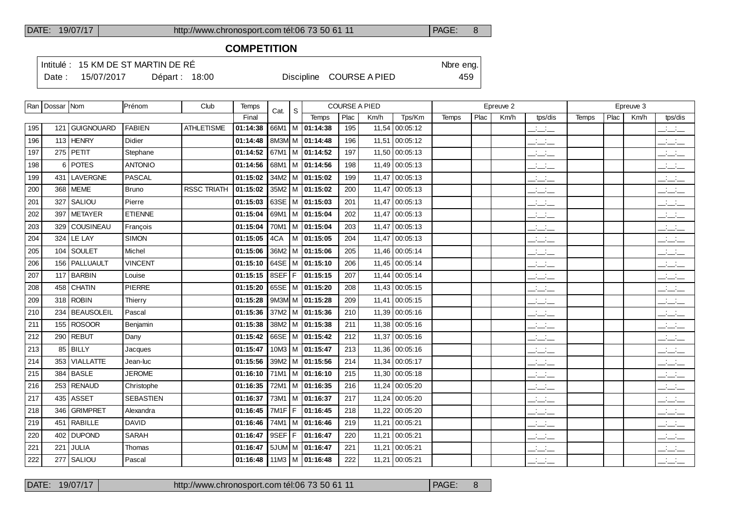**COMPETITION**

Intitulé : 15 KM DE ST MARTIN DE RÉ Nbre eng.
Date : 15/07/2017 Départ : 18:00 Discipline COURSE A PIED 459

| Ran | Dossar | Nom | Prénom | Club | Temps | Cat. | S | COURSE A PIED | | | | Epreuve 2 | | | | Epreuve 3 | | | |
|---|---|---|---|---|---|---|---|---|---|---|---|---|---|---|---|---|---|---|---|
| | | | | | Final | | | Temps | Plac | Km/h | Tps/Km | Temps | Plac | Km/h | tps/dis | Temps | Plac | Km/h | tps/dis |
| 195 | 121 | GUIGNOUARD | FABIEN | ATHLETISME | **01:14:38** | 66M1 | M | **01:14:38** | 195 | 11,54 | 00:05:12 | | | | __:__:__ | | | | __:__:__ |
| 196 | 113 | HENRY | Didier | | **01:14:48** | 8M3M | M | **01:14:48** | 196 | 11,51 | 00:05:12 | | | | __:__:__ | | | | __:__:__ |
| 197 | 275 | PETIT | Stephane | | **01:14:52** | 67M1 | M | **01:14:52** | 197 | 11,50 | 00:05:13 | | | | __:__:__ | | | | __:__:__ |
| 198 | 6 | POTES | ANTONIO | | **01:14:56** | 68M1 | M | **01:14:56** | 198 | 11,49 | 00:05:13 | | | | __:__:__ | | | | __:__:__ |
| 199 | 431 | LAVERGNE | PASCAL | | **01:15:02** | 34M2 | M | **01:15:02** | 199 | 11,47 | 00:05:13 | | | | __:__:__ | | | | __:__:__ |
| 200 | 368 | MEME | Bruno | RSSC TRIATH | **01:15:02** | 35M2 | M | **01:15:02** | 200 | 11,47 | 00:05:13 | | | | __:__:__ | | | | __:__:__ |
| 201 | 327 | SALIOU | Pierre | | **01:15:03** | 63SE | M | **01:15:03** | 201 | 11,47 | 00:05:13 | | | | __:__:__ | | | | __:__:__ |
| 202 | 397 | METAYER | ETIENNE | | **01:15:04** | 69M1 | M | **01:15:04** | 202 | 11,47 | 00:05:13 | | | | __:__:__ | | | | __:__:__ |
| 203 | 329 | COUSINEAU | François | | **01:15:04** | 70M1 | M | **01:15:04** | 203 | 11,47 | 00:05:13 | | | | __:__:__ | | | | __:__:__ |
| 204 | 324 | LE LAY | SIMON | | **01:15:05** | 4CA | M | **01:15:05** | 204 | 11,47 | 00:05:13 | | | | __:__:__ | | | | __:__:__ |
| 205 | 104 | SOULET | Michel | | **01:15:06** | 36M2 | M | **01:15:06** | 205 | 11,46 | 00:05:14 | | | | __:__:__ | | | | __:__:__ |
| 206 | 156 | PALLUAULT | VINCENT | | **01:15:10** | 64SE | M | **01:15:10** | 206 | 11,45 | 00:05:14 | | | | __:__:__ | | | | __:__:__ |
| 207 | 117 | BARBIN | Louise | | **01:15:15** | 8SEF | F | **01:15:15** | 207 | 11,44 | 00:05:14 | | | | __:__:__ | | | | __:__:__ |
| 208 | 458 | CHATIN | PIERRE | | **01:15:20** | 65SE | M | **01:15:20** | 208 | 11,43 | 00:05:15 | | | | __:__:__ | | | | __:__:__ |
| 209 | 318 | ROBIN | Thierry | | **01:15:28** | 9M3M | M | **01:15:28** | 209 | 11,41 | 00:05:15 | | | | __:__:__ | | | | __:__:__ |
| 210 | 234 | BEAUSOLEIL | Pascal | | **01:15:36** | 37M2 | M | **01:15:36** | 210 | 11,39 | 00:05:16 | | | | __:__:__ | | | | __:__:__ |
| 211 | 155 | ROSOOR | Benjamin | | **01:15:38** | 38M2 | M | **01:15:38** | 211 | 11,38 | 00:05:16 | | | | __:__:__ | | | | __:__:__ |
| 212 | 290 | REBUT | Dany | | **01:15:42** | 66SE | M | **01:15:42** | 212 | 11,37 | 00:05:16 | | | | __:__:__ | | | | __:__:__ |
| 213 | 85 | BILLY | Jacques | | **01:15:47** | 10M3 | M | **01:15:47** | 213 | 11,36 | 00:05:16 | | | | __:__:__ | | | | __:__:__ |
| 214 | 353 | VIALLATTE | Jean-luc | | **01:15:56** | 39M2 | M | **01:15:56** | 214 | 11,34 | 00:05:17 | | | | __:__:__ | | | | __:__:__ |
| 215 | 384 | BASLE | JEROME | | **01:16:10** | 71M1 | M | **01:16:10** | 215 | 11,30 | 00:05:18 | | | | __:__:__ | | | | __:__:__ |
| 216 | 253 | RENAUD | Christophe | | **01:16:35** | 72M1 | M | **01:16:35** | 216 | 11,24 | 00:05:20 | | | | __:__:__ | | | | __:__:__ |
| 217 | 435 | ASSET | SEBASTIEN | | **01:16:37** | 73M1 | M | **01:16:37** | 217 | 11,24 | 00:05:20 | | | | __:__:__ | | | | __:__:__ |
| 218 | 346 | GRIMPRET | Alexandra | | **01:16:45** | 7M1F | F | **01:16:45** | 218 | 11,22 | 00:05:20 | | | | __:__:__ | | | | __:__:__ |
| 219 | 451 | RABILLE | DAVID | | **01:16:46** | 74M1 | M | **01:16:46** | 219 | 11,21 | 00:05:21 | | | | __:__:__ | | | | __:__:__ |
| 220 | 402 | DUPOND | SARAH | | **01:16:47** | 9SEF | F | **01:16:47** | 220 | 11,21 | 00:05:21 | | | | __:__:__ | | | | __:__:__ |
| 221 | 221 | JULIA | Thomas | | **01:16:47** | 5JUM | M | **01:16:47** | 221 | 11,21 | 00:05:21 | | | | __:__:__ | | | | __:__:__ |
| 222 | 277 | SALIOU | Pascal | | **01:16:48** | 11M3 | M | **01:16:48** | 222 | 11,21 | 00:05:21 | | | | __:__:__ | | | | __:__:__ |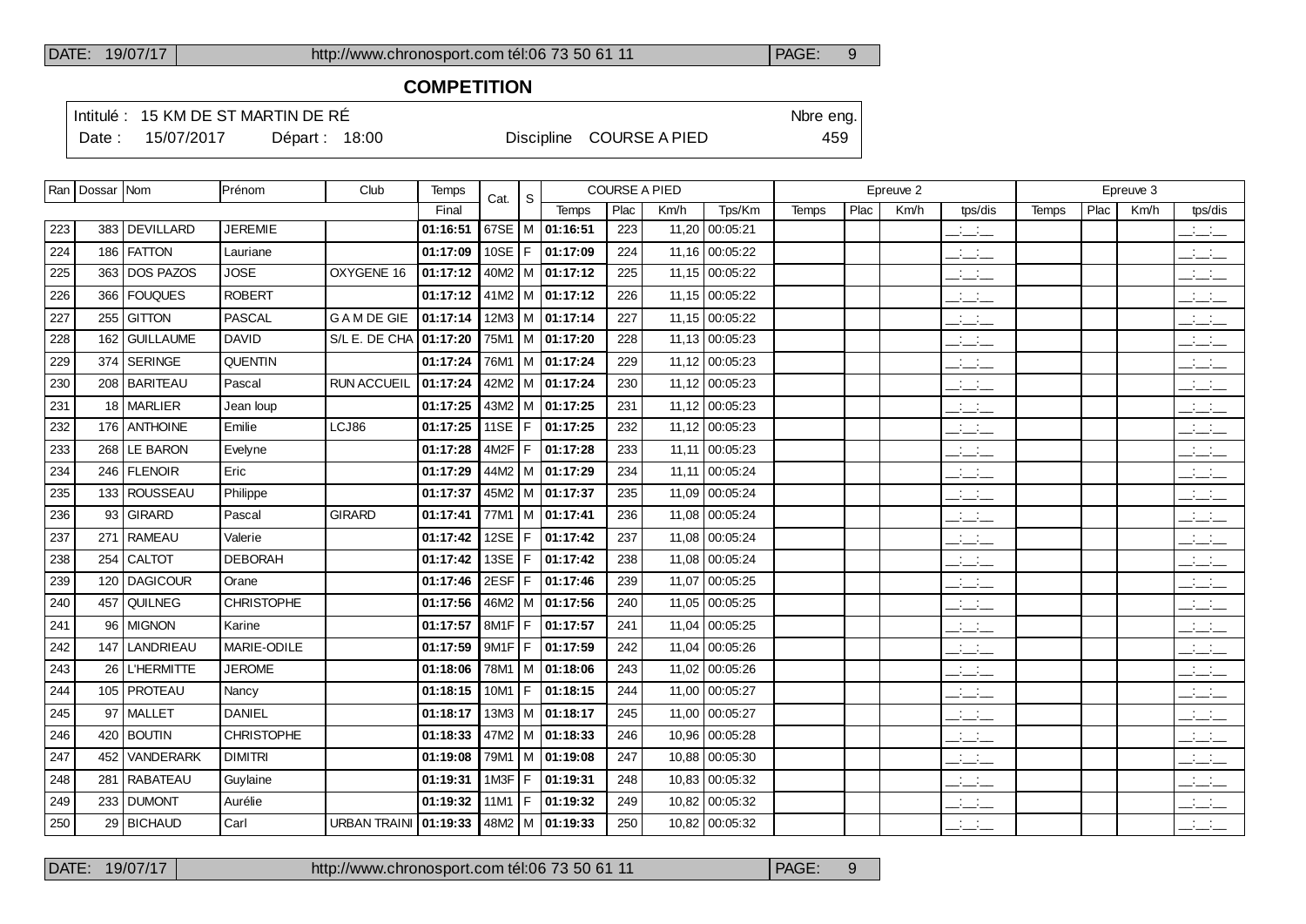## COMPETITION

Intitulé : 15 KM DE ST MARTIN DE RÉ | Nbre eng.
Date : 15/07/2017 | Départ : 18:00 | Discipline COURSE A PIED | 459

| Ran | Dossar | Nom | Prénom | Club | Temps | Cat. | S | COURSE A PIED | | | | Epreuve 2 | | | | Epreuve 3 | | | |
|---|---|---|---|---|---|---|---|---|---|---|---|---|---|---|---|---|---|---|---|
| | | | | | Final | | | Temps | Plac | Km/h | Tps/Km | Temps | Plac | Km/h | tps/dis | Temps | Plac | Km/h | tps/dis |
| 223 | 383 | DEVILLARD | JEREMIE | | **01:16:51** | 67SE | M | **01:16:51** | 223 | 11,20 | 00:05:21 | | | | __:__:__ | | | | __:__:__ |
| 224 | 186 | FATTON | Lauriane | | **01:17:09** | 10SE | F | **01:17:09** | 224 | 11,16 | 00:05:22 | | | | __:__:__ | | | | __:__:__ |
| 225 | 363 | DOS PAZOS | JOSE | OXYGENE 16 | **01:17:12** | 40M2 | M | **01:17:12** | 225 | 11,15 | 00:05:22 | | | | __:__:__ | | | | __:__:__ |
| 226 | 366 | FOUQUES | ROBERT | | **01:17:12** | 41M2 | M | **01:17:12** | 226 | 11,15 | 00:05:22 | | | | __:__:__ | | | | __:__:__ |
| 227 | 255 | GITTON | PASCAL | G A M DE GIE | **01:17:14** | 12M3 | M | **01:17:14** | 227 | 11,15 | 00:05:22 | | | | __:__:__ | | | | __:__:__ |
| 228 | 162 | GUILLAUME | DAVID | S/L E. DE CHA | **01:17:20** | 75M1 | M | **01:17:20** | 228 | 11,13 | 00:05:23 | | | | __:__:__ | | | | __:__:__ |
| 229 | 374 | SERINGE | QUENTIN | | **01:17:24** | 76M1 | M | **01:17:24** | 229 | 11,12 | 00:05:23 | | | | __:__:__ | | | | __:__:__ |
| 230 | 208 | BARITEAU | Pascal | RUN ACCUEIL | **01:17:24** | 42M2 | M | **01:17:24** | 230 | 11,12 | 00:05:23 | | | | __:__:__ | | | | __:__:__ |
| 231 | 18 | MARLIER | Jean loup | | **01:17:25** | 43M2 | M | **01:17:25** | 231 | 11,12 | 00:05:23 | | | | __:__:__ | | | | __:__:__ |
| 232 | 176 | ANTHOINE | Emilie | LCJ86 | **01:17:25** | 11SE | F | **01:17:25** | 232 | 11,12 | 00:05:23 | | | | __:__:__ | | | | __:__:__ |
| 233 | 268 | LE BARON | Evelyne | | **01:17:28** | 4M2F | F | **01:17:28** | 233 | 11,11 | 00:05:23 | | | | __:__:__ | | | | __:__:__ |
| 234 | 246 | FLENOIR | Eric | | **01:17:29** | 44M2 | M | **01:17:29** | 234 | 11,11 | 00:05:24 | | | | __:__:__ | | | | __:__:__ |
| 235 | 133 | ROUSSEAU | Philippe | | **01:17:37** | 45M2 | M | **01:17:37** | 235 | 11,09 | 00:05:24 | | | | __:__:__ | | | | __:__:__ |
| 236 | 93 | GIRARD | Pascal | GIRARD | **01:17:41** | 77M1 | M | **01:17:41** | 236 | 11,08 | 00:05:24 | | | | __:__:__ | | | | __:__:__ |
| 237 | 271 | RAMEAU | Valerie | | **01:17:42** | 12SE | F | **01:17:42** | 237 | 11,08 | 00:05:24 | | | | __:__:__ | | | | __:__:__ |
| 238 | 254 | CALTOT | DEBORAH | | **01:17:42** | 13SE | F | **01:17:42** | 238 | 11,08 | 00:05:24 | | | | __:__:__ | | | | __:__:__ |
| 239 | 120 | DAGICOUR | Orane | | **01:17:46** | 2ESF | F | **01:17:46** | 239 | 11,07 | 00:05:25 | | | | __:__:__ | | | | __:__:__ |
| 240 | 457 | QUILNEG | CHRISTOPHE | | **01:17:56** | 46M2 | M | **01:17:56** | 240 | 11,05 | 00:05:25 | | | | __:__:__ | | | | __:__:__ |
| 241 | 96 | MIGNON | Karine | | **01:17:57** | 8M1F | F | **01:17:57** | 241 | 11,04 | 00:05:25 | | | | __:__:__ | | | | __:__:__ |
| 242 | 147 | LANDRIEAU | MARIE-ODILE | | **01:17:59** | 9M1F | F | **01:17:59** | 242 | 11,04 | 00:05:26 | | | | __:__:__ | | | | __:__:__ |
| 243 | 26 | L'HERMITTE | JEROME | | **01:18:06** | 78M1 | M | **01:18:06** | 243 | 11,02 | 00:05:26 | | | | __:__:__ | | | | __:__:__ |
| 244 | 105 | PROTEAU | Nancy | | **01:18:15** | 10M1 | F | **01:18:15** | 244 | 11,00 | 00:05:27 | | | | __:__:__ | | | | __:__:__ |
| 245 | 97 | MALLET | DANIEL | | **01:18:17** | 13M3 | M | **01:18:17** | 245 | 11,00 | 00:05:27 | | | | __:__:__ | | | | __:__:__ |
| 246 | 420 | BOUTIN | CHRISTOPHE | | **01:18:33** | 47M2 | M | **01:18:33** | 246 | 10,96 | 00:05:28 | | | | __:__:__ | | | | __:__:__ |
| 247 | 452 | VANDERARK | DIMITRI | | **01:19:08** | 79M1 | M | **01:19:08** | 247 | 10,88 | 00:05:30 | | | | __:__:__ | | | | __:__:__ |
| 248 | 281 | RABATEAU | Guylaine | | **01:19:31** | 1M3F | F | **01:19:31** | 248 | 10,83 | 00:05:32 | | | | __:__:__ | | | | __:__:__ |
| 249 | 233 | DUMONT | Aurélie | | **01:19:32** | 11M1 | F | **01:19:32** | 249 | 10,82 | 00:05:32 | | | | __:__:__ | | | | __:__:__ |
| 250 | 29 | BICHAUD | Carl | URBAN TRAINI | **01:19:33** | 48M2 | M | **01:19:33** | 250 | 10,82 | 00:05:32 | | | | __:__:__ | | | | __:__:__ |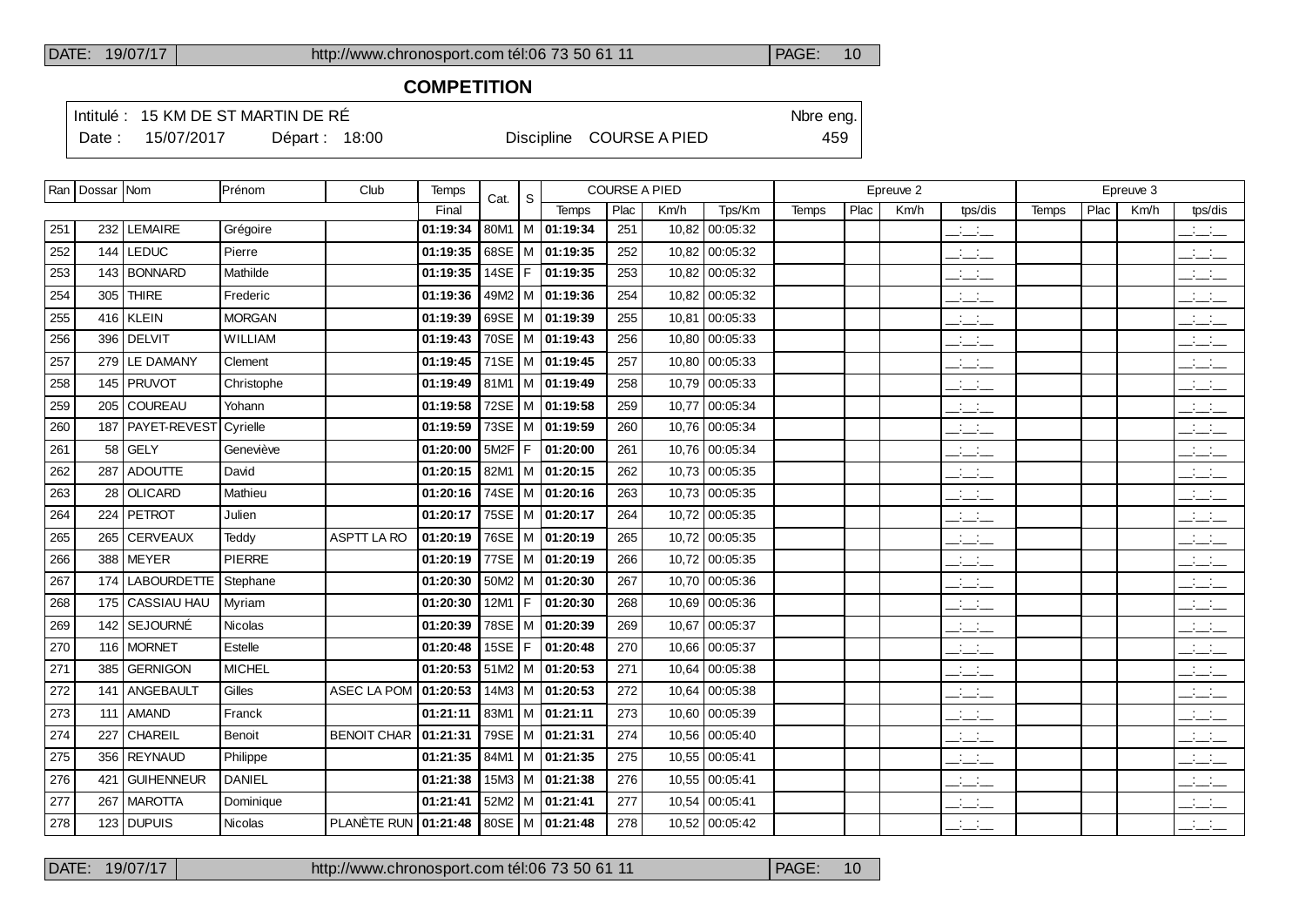## COMPETITION

Intitulé : 15 KM DE ST MARTIN DE RÉ — Nbre eng. 459

Date : 15/07/2017 — Départ : 18:00 — Discipline COURSE A PIED

| Ran | Dossar | Nom | Prénom | Club | Temps | Cat. | S | COURSE A PIED | | | | Epreuve 2 | | | | Epreuve 3 | | | |
|---|---|---|---|---|---|---|---|---|---|---|---|---|---|---|---|---|---|---|---|
| | | | | | Final | | | Temps | Plac | Km/h | Tps/Km | Temps | Plac | Km/h | tps/dis | Temps | Plac | Km/h | tps/dis |
| 251 | 232 | LEMAIRE | Grégoire | | 01:19:34 | 80M1 | M | 01:19:34 | 251 | 10,82 | 00:05:32 | | | | __:__:__ | | | | __:__:__ |
| 252 | 144 | LEDUC | Pierre | | 01:19:35 | 68SE | M | 01:19:35 | 252 | 10,82 | 00:05:32 | | | | __:__:__ | | | | __:__:__ |
| 253 | 143 | BONNARD | Mathilde | | 01:19:35 | 14SE | F | 01:19:35 | 253 | 10,82 | 00:05:32 | | | | __:__:__ | | | | __:__:__ |
| 254 | 305 | THIRE | Frederic | | 01:19:36 | 49M2 | M | 01:19:36 | 254 | 10,82 | 00:05:32 | | | | __:__:__ | | | | __:__:__ |
| 255 | 416 | KLEIN | MORGAN | | 01:19:39 | 69SE | M | 01:19:39 | 255 | 10,81 | 00:05:33 | | | | __:__:__ | | | | __:__:__ |
| 256 | 396 | DELVIT | WILLIAM | | 01:19:43 | 70SE | M | 01:19:43 | 256 | 10,80 | 00:05:33 | | | | __:__:__ | | | | __:__:__ |
| 257 | 279 | LE DAMANY | Clement | | 01:19:45 | 71SE | M | 01:19:45 | 257 | 10,80 | 00:05:33 | | | | __:__:__ | | | | __:__:__ |
| 258 | 145 | PRUVOT | Christophe | | 01:19:49 | 81M1 | M | 01:19:49 | 258 | 10,79 | 00:05:33 | | | | __:__:__ | | | | __:__:__ |
| 259 | 205 | COUREAU | Yohann | | 01:19:58 | 72SE | M | 01:19:58 | 259 | 10,77 | 00:05:34 | | | | __:__:__ | | | | __:__:__ |
| 260 | 187 | PAYET-REVEST | Cyrielle | | 01:19:59 | 73SE | M | 01:19:59 | 260 | 10,76 | 00:05:34 | | | | __:__:__ | | | | __:__:__ |
| 261 | 58 | GELY | Geneviève | | 01:20:00 | 5M2F | F | 01:20:00 | 261 | 10,76 | 00:05:34 | | | | __:__:__ | | | | __:__:__ |
| 262 | 287 | ADOUTTE | David | | 01:20:15 | 82M1 | M | 01:20:15 | 262 | 10,73 | 00:05:35 | | | | __:__:__ | | | | __:__:__ |
| 263 | 28 | OLICARD | Mathieu | | 01:20:16 | 74SE | M | 01:20:16 | 263 | 10,73 | 00:05:35 | | | | __:__:__ | | | | __:__:__ |
| 264 | 224 | PETROT | Julien | | 01:20:17 | 75SE | M | 01:20:17 | 264 | 10,72 | 00:05:35 | | | | __:__:__ | | | | __:__:__ |
| 265 | 265 | CERVEAUX | Teddy | ASPTT LA RO | 01:20:19 | 76SE | M | 01:20:19 | 265 | 10,72 | 00:05:35 | | | | __:__:__ | | | | __:__:__ |
| 266 | 388 | MEYER | PIERRE | | 01:20:19 | 77SE | M | 01:20:19 | 266 | 10,72 | 00:05:35 | | | | __:__:__ | | | | __:__:__ |
| 267 | 174 | LABOURDETTE | Stephane | | 01:20:30 | 50M2 | M | 01:20:30 | 267 | 10,70 | 00:05:36 | | | | __:__:__ | | | | __:__:__ |
| 268 | 175 | CASSIAU HAU | Myriam | | 01:20:30 | 12M1 | F | 01:20:30 | 268 | 10,69 | 00:05:36 | | | | __:__:__ | | | | __:__:__ |
| 269 | 142 | SEJOURNÉ | Nicolas | | 01:20:39 | 78SE | M | 01:20:39 | 269 | 10,67 | 00:05:37 | | | | __:__:__ | | | | __:__:__ |
| 270 | 116 | MORNET | Estelle | | 01:20:48 | 15SE | F | 01:20:48 | 270 | 10,66 | 00:05:37 | | | | __:__:__ | | | | __:__:__ |
| 271 | 385 | GERNIGON | MICHEL | | 01:20:53 | 51M2 | M | 01:20:53 | 271 | 10,64 | 00:05:38 | | | | __:__:__ | | | | __:__:__ |
| 272 | 141 | ANGEBAULT | Gilles | ASEC LA POM | 01:20:53 | 14M3 | M | 01:20:53 | 272 | 10,64 | 00:05:38 | | | | __:__:__ | | | | __:__:__ |
| 273 | 111 | AMAND | Franck | | 01:21:11 | 83M1 | M | 01:21:11 | 273 | 10,60 | 00:05:39 | | | | __:__:__ | | | | __:__:__ |
| 274 | 227 | CHAREIL | Benoit | BENOIT CHAR | 01:21:31 | 79SE | M | 01:21:31 | 274 | 10,56 | 00:05:40 | | | | __:__:__ | | | | __:__:__ |
| 275 | 356 | REYNAUD | Philippe | | 01:21:35 | 84M1 | M | 01:21:35 | 275 | 10,55 | 00:05:41 | | | | __:__:__ | | | | __:__:__ |
| 276 | 421 | GUIHENNEUR | DANIEL | | 01:21:38 | 15M3 | M | 01:21:38 | 276 | 10,55 | 00:05:41 | | | | __:__:__ | | | | __:__:__ |
| 277 | 267 | MAROTTA | Dominique | | 01:21:41 | 52M2 | M | 01:21:41 | 277 | 10,54 | 00:05:41 | | | | __:__:__ | | | | __:__:__ |
| 278 | 123 | DUPUIS | Nicolas | PLANÈTE RUN | 01:21:48 | 80SE | M | 01:21:48 | 278 | 10,52 | 00:05:42 | | | | __:__:__ | | | | __:__:__ |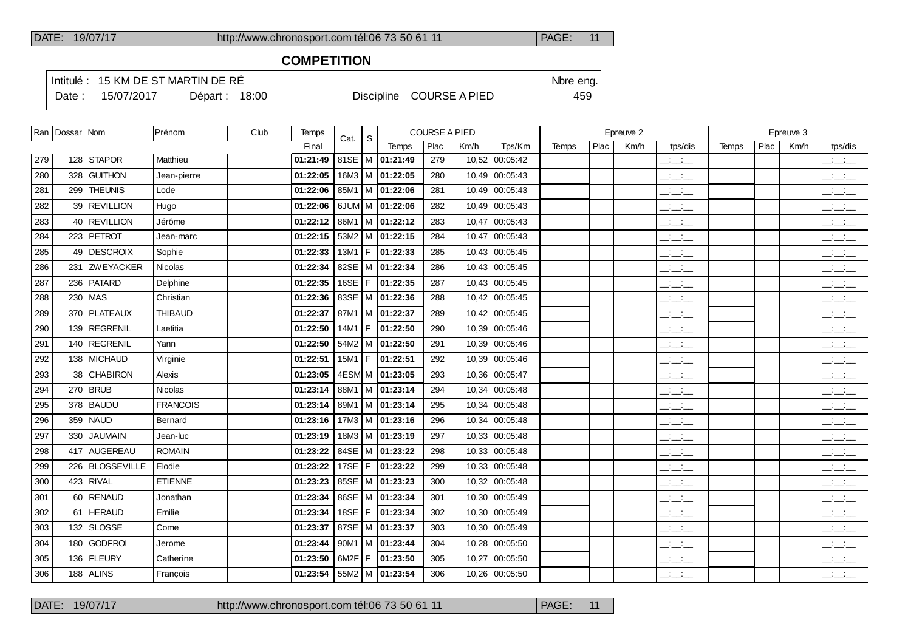## COMPETITION

Intitulé : 15 KM DE ST MARTIN DE RÉ　　Nbre eng.

Date : 15/07/2017　Départ : 18:00　Discipline COURSE A PIED　459

| Ran | Dossar | Nom | Prénom | Club | Temps | Cat. | S | COURSE A PIED | | | | Epreuve 2 | | | | Epreuve 3 | | | |
|---|---|---|---|---|---|---|---|---|---|---|---|---|---|---|---|---|---|---|---|
| | | | | | Final | | | Temps | Plac | Km/h | Tps/Km | Temps | Plac | Km/h | tps/dis | Temps | Plac | Km/h | tps/dis |
| 279 | 128 | STAPOR | Matthieu | | 01:21:49 | 81SE | M | 01:21:49 | 279 | 10,52 | 00:05:42 | | | | __:__:__ | | | | __:__:__ |
| 280 | 328 | GUITHON | Jean-pierre | | 01:22:05 | 16M3 | M | 01:22:05 | 280 | 10,49 | 00:05:43 | | | | __:__:__ | | | | __:__:__ |
| 281 | 299 | THEUNIS | Lode | | 01:22:06 | 85M1 | M | 01:22:06 | 281 | 10,49 | 00:05:43 | | | | __:__:__ | | | | __:__:__ |
| 282 | 39 | REVILLION | Hugo | | 01:22:06 | 6JUM | M | 01:22:06 | 282 | 10,49 | 00:05:43 | | | | __:__:__ | | | | __:__:__ |
| 283 | 40 | REVILLION | Jérôme | | 01:22:12 | 86M1 | M | 01:22:12 | 283 | 10,47 | 00:05:43 | | | | __:__:__ | | | | __:__:__ |
| 284 | 223 | PETROT | Jean-marc | | 01:22:15 | 53M2 | M | 01:22:15 | 284 | 10,47 | 00:05:43 | | | | __:__:__ | | | | __:__:__ |
| 285 | 49 | DESCROIX | Sophie | | 01:22:33 | 13M1 | F | 01:22:33 | 285 | 10,43 | 00:05:45 | | | | __:__:__ | | | | __:__:__ |
| 286 | 231 | ZWEYACKER | Nicolas | | 01:22:34 | 82SE | M | 01:22:34 | 286 | 10,43 | 00:05:45 | | | | __:__:__ | | | | __:__:__ |
| 287 | 236 | PATARD | Delphine | | 01:22:35 | 16SE | F | 01:22:35 | 287 | 10,43 | 00:05:45 | | | | __:__:__ | | | | __:__:__ |
| 288 | 230 | MAS | Christian | | 01:22:36 | 83SE | M | 01:22:36 | 288 | 10,42 | 00:05:45 | | | | __:__:__ | | | | __:__:__ |
| 289 | 370 | PLATEAUX | THIBAUD | | 01:22:37 | 87M1 | M | 01:22:37 | 289 | 10,42 | 00:05:45 | | | | __:__:__ | | | | __:__:__ |
| 290 | 139 | REGRENIL | Laetitia | | 01:22:50 | 14M1 | F | 01:22:50 | 290 | 10,39 | 00:05:46 | | | | __:__:__ | | | | __:__:__ |
| 291 | 140 | REGRENIL | Yann | | 01:22:50 | 54M2 | M | 01:22:50 | 291 | 10,39 | 00:05:46 | | | | __:__:__ | | | | __:__:__ |
| 292 | 138 | MICHAUD | Virginie | | 01:22:51 | 15M1 | F | 01:22:51 | 292 | 10,39 | 00:05:46 | | | | __:__:__ | | | | __:__:__ |
| 293 | 38 | CHABIRON | Alexis | | 01:23:05 | 4ESM | M | 01:23:05 | 293 | 10,36 | 00:05:47 | | | | __:__:__ | | | | __:__:__ |
| 294 | 270 | BRUB | Nicolas | | 01:23:14 | 88M1 | M | 01:23:14 | 294 | 10,34 | 00:05:48 | | | | __:__:__ | | | | __:__:__ |
| 295 | 378 | BAUDU | FRANCOIS | | 01:23:14 | 89M1 | M | 01:23:14 | 295 | 10,34 | 00:05:48 | | | | __:__:__ | | | | __:__:__ |
| 296 | 359 | NAUD | Bernard | | 01:23:16 | 17M3 | M | 01:23:16 | 296 | 10,34 | 00:05:48 | | | | __:__:__ | | | | __:__:__ |
| 297 | 330 | JAUMAIN | Jean-luc | | 01:23:19 | 18M3 | M | 01:23:19 | 297 | 10,33 | 00:05:48 | | | | __:__:__ | | | | __:__:__ |
| 298 | 417 | AUGEREAU | ROMAIN | | 01:23:22 | 84SE | M | 01:23:22 | 298 | 10,33 | 00:05:48 | | | | __:__:__ | | | | __:__:__ |
| 299 | 226 | BLOSSEVILLE | Elodie | | 01:23:22 | 17SE | F | 01:23:22 | 299 | 10,33 | 00:05:48 | | | | __:__:__ | | | | __:__:__ |
| 300 | 423 | RIVAL | ETIENNE | | 01:23:23 | 85SE | M | 01:23:23 | 300 | 10,32 | 00:05:48 | | | | __:__:__ | | | | __:__:__ |
| 301 | 60 | RENAUD | Jonathan | | 01:23:34 | 86SE | M | 01:23:34 | 301 | 10,30 | 00:05:49 | | | | __:__:__ | | | | __:__:__ |
| 302 | 61 | HERAUD | Emilie | | 01:23:34 | 18SE | F | 01:23:34 | 302 | 10,30 | 00:05:49 | | | | __:__:__ | | | | __:__:__ |
| 303 | 132 | SLOSSE | Come | | 01:23:37 | 87SE | M | 01:23:37 | 303 | 10,30 | 00:05:49 | | | | __:__:__ | | | | __:__:__ |
| 304 | 180 | GODFROI | Jerome | | 01:23:44 | 90M1 | M | 01:23:44 | 304 | 10,28 | 00:05:50 | | | | __:__:__ | | | | __:__:__ |
| 305 | 136 | FLEURY | Catherine | | 01:23:50 | 6M2F | F | 01:23:50 | 305 | 10,27 | 00:05:50 | | | | __:__:__ | | | | __:__:__ |
| 306 | 188 | ALINS | François | | 01:23:54 | 55M2 | M | 01:23:54 | 306 | 10,26 | 00:05:50 | | | | __:__:__ | | | | __:__:__ |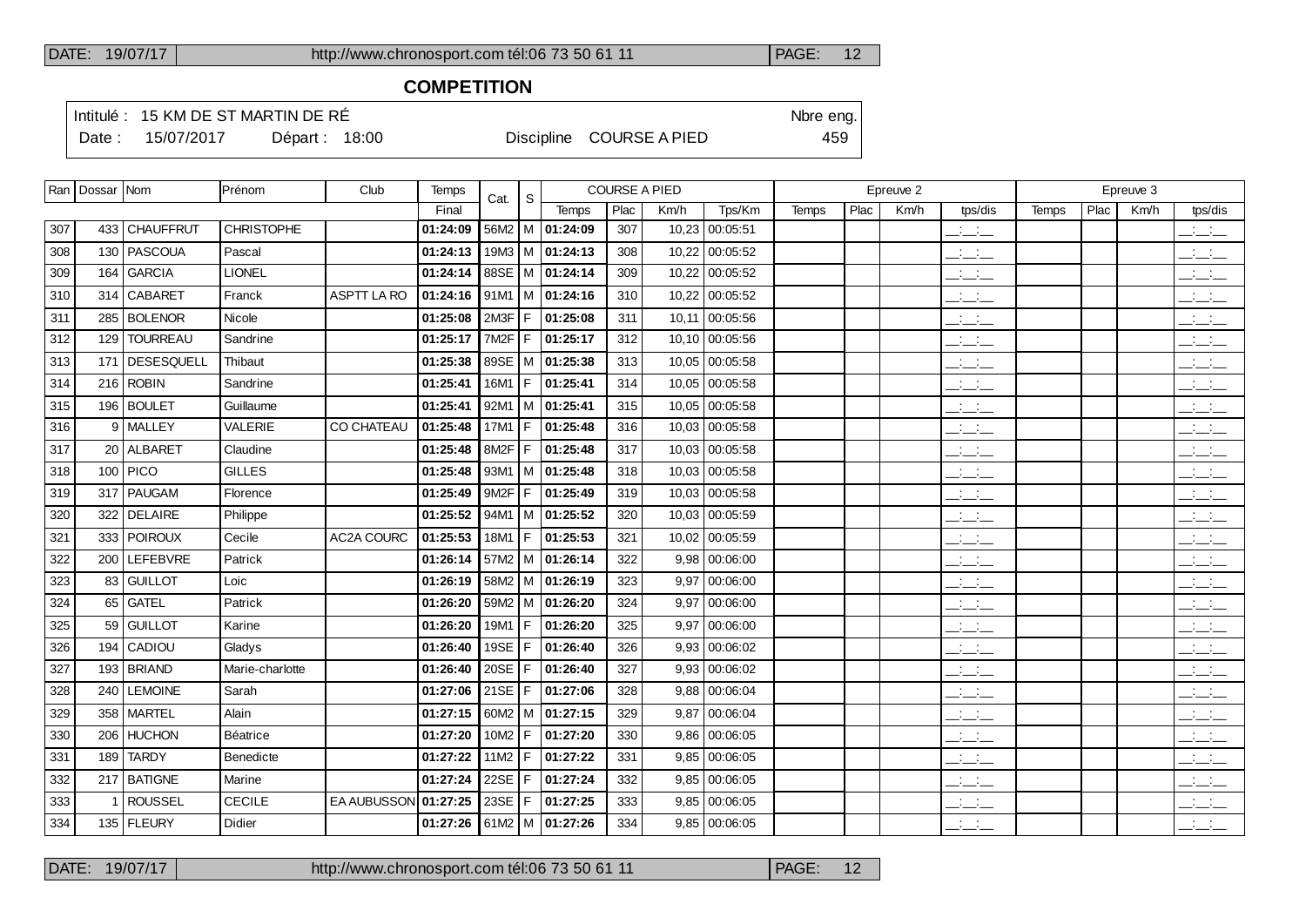## COMPETITION

Intitulé : 15 KM DE ST MARTIN DE RÉ

Date : 15/07/2017 Départ : 18:00

Discipline COURSE A PIED

Nbre eng. 459

| Ran | Dossar | Nom | Prénom | Club | Temps | Cat. | S | COURSE A PIED | | | | Epreuve 2 | | | | Epreuve 3 | | | |
|---|---|---|---|---|---|---|---|---|---|---|---|---|---|---|---|---|---|---|---|
| | | | | | Final | | | Temps | Plac | Km/h | Tps/Km | Temps | Plac | Km/h | tps/dis | Temps | Plac | Km/h | tps/dis |
| 307 | 433 | CHAUFFRUT | CHRISTOPHE | | 01:24:09 | 56M2 | M | 01:24:09 | 307 | 10,23 | 00:05:51 | | | | __:__:__ | | | | __:__:__ |
| 308 | 130 | PASCOUA | Pascal | | 01:24:13 | 19M3 | M | 01:24:13 | 308 | 10,22 | 00:05:52 | | | | __:__:__ | | | | __:__:__ |
| 309 | 164 | GARCIA | LIONEL | | 01:24:14 | 88SE | M | 01:24:14 | 309 | 10,22 | 00:05:52 | | | | __:__:__ | | | | __:__:__ |
| 310 | 314 | CABARET | Franck | ASPTT LA RO | 01:24:16 | 91M1 | M | 01:24:16 | 310 | 10,22 | 00:05:52 | | | | __:__:__ | | | | __:__:__ |
| 311 | 285 | BOLENOR | Nicole | | 01:25:08 | 2M3F | F | 01:25:08 | 311 | 10,11 | 00:05:56 | | | | __:__:__ | | | | __:__:__ |
| 312 | 129 | TOURREAU | Sandrine | | 01:25:17 | 7M2F | F | 01:25:17 | 312 | 10,10 | 00:05:56 | | | | __:__:__ | | | | __:__:__ |
| 313 | 171 | DESESQUELL | Thibaut | | 01:25:38 | 89SE | M | 01:25:38 | 313 | 10,05 | 00:05:58 | | | | __:__:__ | | | | __:__:__ |
| 314 | 216 | ROBIN | Sandrine | | 01:25:41 | 16M1 | F | 01:25:41 | 314 | 10,05 | 00:05:58 | | | | __:__:__ | | | | __:__:__ |
| 315 | 196 | BOULET | Guillaume | | 01:25:41 | 92M1 | M | 01:25:41 | 315 | 10,05 | 00:05:58 | | | | __:__:__ | | | | __:__:__ |
| 316 | 9 | MALLEY | VALERIE | CO CHATEAU | 01:25:48 | 17M1 | F | 01:25:48 | 316 | 10,03 | 00:05:58 | | | | __:__:__ | | | | __:__:__ |
| 317 | 20 | ALBARET | Claudine | | 01:25:48 | 8M2F | F | 01:25:48 | 317 | 10,03 | 00:05:58 | | | | __:__:__ | | | | __:__:__ |
| 318 | 100 | PICO | GILLES | | 01:25:48 | 93M1 | M | 01:25:48 | 318 | 10,03 | 00:05:58 | | | | __:__:__ | | | | __:__:__ |
| 319 | 317 | PAUGAM | Florence | | 01:25:49 | 9M2F | F | 01:25:49 | 319 | 10,03 | 00:05:58 | | | | __:__:__ | | | | __:__:__ |
| 320 | 322 | DELAIRE | Philippe | | 01:25:52 | 94M1 | M | 01:25:52 | 320 | 10,03 | 00:05:59 | | | | __:__:__ | | | | __:__:__ |
| 321 | 333 | POIROUX | Cecile | AC2A COURC | 01:25:53 | 18M1 | F | 01:25:53 | 321 | 10,02 | 00:05:59 | | | | __:__:__ | | | | __:__:__ |
| 322 | 200 | LEFEBVRE | Patrick | | 01:26:14 | 57M2 | M | 01:26:14 | 322 | 9,98 | 00:06:00 | | | | __:__:__ | | | | __:__:__ |
| 323 | 83 | GUILLOT | Loic | | 01:26:19 | 58M2 | M | 01:26:19 | 323 | 9,97 | 00:06:00 | | | | __:__:__ | | | | __:__:__ |
| 324 | 65 | GATEL | Patrick | | 01:26:20 | 59M2 | M | 01:26:20 | 324 | 9,97 | 00:06:00 | | | | __:__:__ | | | | __:__:__ |
| 325 | 59 | GUILLOT | Karine | | 01:26:20 | 19M1 | F | 01:26:20 | 325 | 9,97 | 00:06:00 | | | | __:__:__ | | | | __:__:__ |
| 326 | 194 | CADIOU | Gladys | | 01:26:40 | 19SE | F | 01:26:40 | 326 | 9,93 | 00:06:02 | | | | __:__:__ | | | | __:__:__ |
| 327 | 193 | BRIAND | Marie-charlotte | | 01:26:40 | 20SE | F | 01:26:40 | 327 | 9,93 | 00:06:02 | | | | __:__:__ | | | | __:__:__ |
| 328 | 240 | LEMOINE | Sarah | | 01:27:06 | 21SE | F | 01:27:06 | 328 | 9,88 | 00:06:04 | | | | __:__:__ | | | | __:__:__ |
| 329 | 358 | MARTEL | Alain | | 01:27:15 | 60M2 | M | 01:27:15 | 329 | 9,87 | 00:06:04 | | | | __:__:__ | | | | __:__:__ |
| 330 | 206 | HUCHON | Béatrice | | 01:27:20 | 10M2 | F | 01:27:20 | 330 | 9,86 | 00:06:05 | | | | __:__:__ | | | | __:__:__ |
| 331 | 189 | TARDY | Benedicte | | 01:27:22 | 11M2 | F | 01:27:22 | 331 | 9,85 | 00:06:05 | | | | __:__:__ | | | | __:__:__ |
| 332 | 217 | BATIGNE | Marine | | 01:27:24 | 22SE | F | 01:27:24 | 332 | 9,85 | 00:06:05 | | | | __:__:__ | | | | __:__:__ |
| 333 | 1 | ROUSSEL | CECILE | EA AUBUSSON | 01:27:25 | 23SE | F | 01:27:25 | 333 | 9,85 | 00:06:05 | | | | __:__:__ | | | | __:__:__ |
| 334 | 135 | FLEURY | Didier | | 01:27:26 | 61M2 | M | 01:27:26 | 334 | 9,85 | 00:06:05 | | | | __:__:__ | | | | __:__:__ |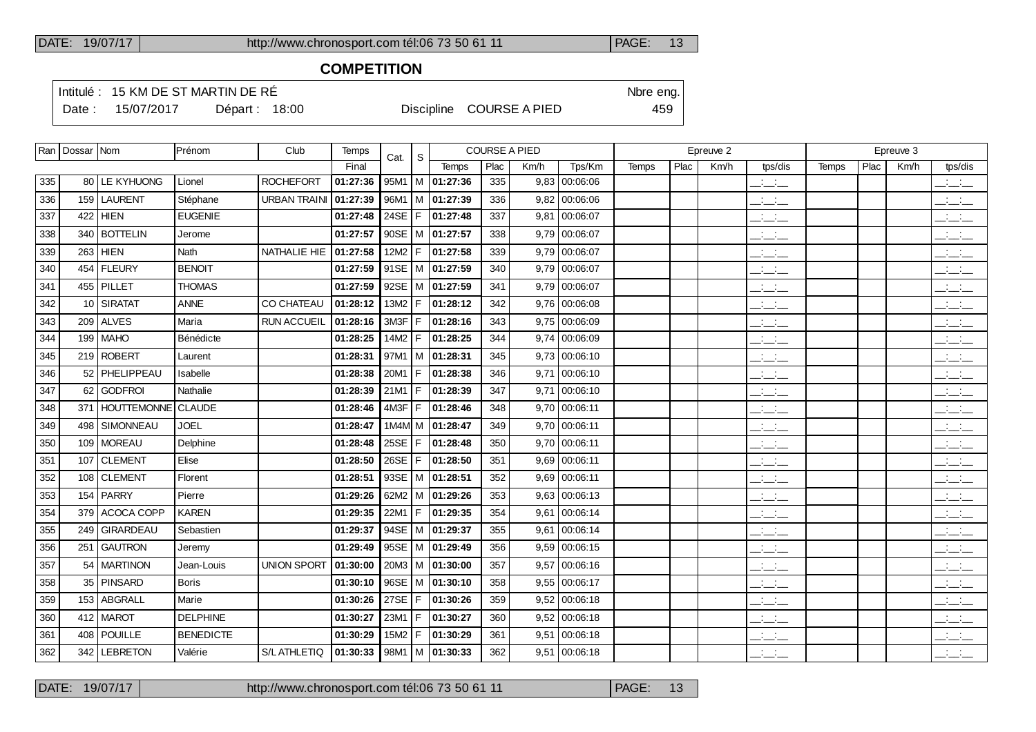## COMPETITION

Intitulé : 15 KM DE ST MARTIN DE RÉ

Nbre eng.

Date : 15/07/2017 Départ : 18:00 Discipline COURSE A PIED 459

| Ran | Dossar | Nom | Prénom | Club | Temps | Cat. | S | COURSE A PIED | | | | Epreuve 2 | | | | Epreuve 3 | | | |
|---|---|---|---|---|---|---|---|---|---|---|---|---|---|---|---|---|---|---|---|
| | | | | | Final | | | Temps | Plac | Km/h | Tps/Km | Temps | Plac | Km/h | tps/dis | Temps | Plac | Km/h | tps/dis |
| 335 | 80 | LE KYHUONG | Lionel | ROCHEFORT | 01:27:36 | 95M1 | M | 01:27:36 | 335 | 9,83 | 00:06:06 | | | | __:__:__ | | | | __:__:__ |
| 336 | 159 | LAURENT | Stéphane | URBAN TRAINI | 01:27:39 | 96M1 | M | 01:27:39 | 336 | 9,82 | 00:06:06 | | | | __:__:__ | | | | __:__:__ |
| 337 | 422 | HIEN | EUGENIE | | 01:27:48 | 24SE | F | 01:27:48 | 337 | 9,81 | 00:06:07 | | | | __:__:__ | | | | __:__:__ |
| 338 | 340 | BOTTELIN | Jerome | | 01:27:57 | 90SE | M | 01:27:57 | 338 | 9,79 | 00:06:07 | | | | __:__:__ | | | | __:__:__ |
| 339 | 263 | HIEN | Nath | NATHALIE HIE | 01:27:58 | 12M2 | F | 01:27:58 | 339 | 9,79 | 00:06:07 | | | | __:__:__ | | | | __:__:__ |
| 340 | 454 | FLEURY | BENOIT | | 01:27:59 | 91SE | M | 01:27:59 | 340 | 9,79 | 00:06:07 | | | | __:__:__ | | | | __:__:__ |
| 341 | 455 | PILLET | THOMAS | | 01:27:59 | 92SE | M | 01:27:59 | 341 | 9,79 | 00:06:07 | | | | __:__:__ | | | | __:__:__ |
| 342 | 10 | SIRATAT | ANNE | CO CHATEAU | 01:28:12 | 13M2 | F | 01:28:12 | 342 | 9,76 | 00:06:08 | | | | __:__:__ | | | | __:__:__ |
| 343 | 209 | ALVES | Maria | RUN ACCUEIL | 01:28:16 | 3M3F | F | 01:28:16 | 343 | 9,75 | 00:06:09 | | | | __:__:__ | | | | __:__:__ |
| 344 | 199 | MAHO | Bénédicte | | 01:28:25 | 14M2 | F | 01:28:25 | 344 | 9,74 | 00:06:09 | | | | __:__:__ | | | | __:__:__ |
| 345 | 219 | ROBERT | Laurent | | 01:28:31 | 97M1 | M | 01:28:31 | 345 | 9,73 | 00:06:10 | | | | __:__:__ | | | | __:__:__ |
| 346 | 52 | PHELIPPEAU | Isabelle | | 01:28:38 | 20M1 | F | 01:28:38 | 346 | 9,71 | 00:06:10 | | | | __:__:__ | | | | __:__:__ |
| 347 | 62 | GODFROI | Nathalie | | 01:28:39 | 21M1 | F | 01:28:39 | 347 | 9,71 | 00:06:10 | | | | __:__:__ | | | | __:__:__ |
| 348 | 371 | HOUTTEMONNE | CLAUDE | | 01:28:46 | 4M3F | F | 01:28:46 | 348 | 9,70 | 00:06:11 | | | | __:__:__ | | | | __:__:__ |
| 349 | 498 | SIMONNEAU | JOEL | | 01:28:47 | 1M4M | M | 01:28:47 | 349 | 9,70 | 00:06:11 | | | | __:__:__ | | | | __:__:__ |
| 350 | 109 | MOREAU | Delphine | | 01:28:48 | 25SE | F | 01:28:48 | 350 | 9,70 | 00:06:11 | | | | __:__:__ | | | | __:__:__ |
| 351 | 107 | CLEMENT | Elise | | 01:28:50 | 26SE | F | 01:28:50 | 351 | 9,69 | 00:06:11 | | | | __:__:__ | | | | __:__:__ |
| 352 | 108 | CLEMENT | Florent | | 01:28:51 | 93SE | M | 01:28:51 | 352 | 9,69 | 00:06:11 | | | | __:__:__ | | | | __:__:__ |
| 353 | 154 | PARRY | Pierre | | 01:29:26 | 62M2 | M | 01:29:26 | 353 | 9,63 | 00:06:13 | | | | __:__:__ | | | | __:__:__ |
| 354 | 379 | ACOCA COPP | KAREN | | 01:29:35 | 22M1 | F | 01:29:35 | 354 | 9,61 | 00:06:14 | | | | __:__:__ | | | | __:__:__ |
| 355 | 249 | GIRARDEAU | Sebastien | | 01:29:37 | 94SE | M | 01:29:37 | 355 | 9,61 | 00:06:14 | | | | __:__:__ | | | | __:__:__ |
| 356 | 251 | GAUTRON | Jeremy | | 01:29:49 | 95SE | M | 01:29:49 | 356 | 9,59 | 00:06:15 | | | | __:__:__ | | | | __:__:__ |
| 357 | 54 | MARTINON | Jean-Louis | UNION SPORT | 01:30:00 | 20M3 | M | 01:30:00 | 357 | 9,57 | 00:06:16 | | | | __:__:__ | | | | __:__:__ |
| 358 | 35 | PINSARD | Boris | | 01:30:10 | 96SE | M | 01:30:10 | 358 | 9,55 | 00:06:17 | | | | __:__:__ | | | | __:__:__ |
| 359 | 153 | ABGRALL | Marie | | 01:30:26 | 27SE | F | 01:30:26 | 359 | 9,52 | 00:06:18 | | | | __:__:__ | | | | __:__:__ |
| 360 | 412 | MAROT | DELPHINE | | 01:30:27 | 23M1 | F | 01:30:27 | 360 | 9,52 | 00:06:18 | | | | __:__:__ | | | | __:__:__ |
| 361 | 408 | POUILLE | BENEDICTE | | 01:30:29 | 15M2 | F | 01:30:29 | 361 | 9,51 | 00:06:18 | | | | __:__:__ | | | | __:__:__ |
| 362 | 342 | LEBRETON | Valérie | S/L ATHLETIQ | 01:30:33 | 98M1 | M | 01:30:33 | 362 | 9,51 | 00:06:18 | | | | __:__:__ | | | | __:__:__ |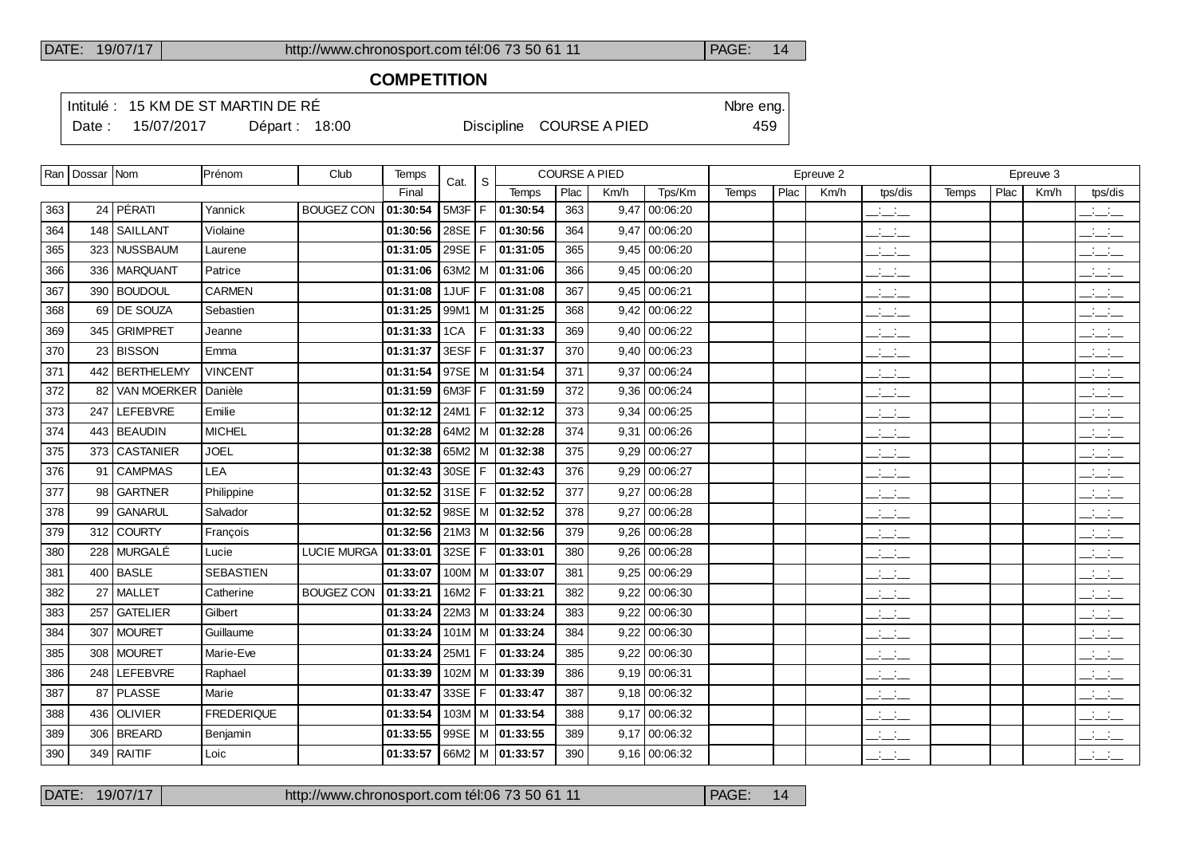## COMPETITION

Intitulé : 15 KM DE ST MARTIN DE RÉ — Nbre eng. 459

Date : 15/07/2017 — Départ : 18:00 — Discipline COURSE A PIED

| Ran | Dossar | Nom | Prénom | Club | Temps | Cat. | S | COURSE A PIED | | | | Epreuve 2 | | | | Epreuve 3 | | | |
|---|---|---|---|---|---|---|---|---|---|---|---|---|---|---|---|---|---|---|---|
| | | | | | Final | | | Temps | Plac | Km/h | Tps/Km | Temps | Plac | Km/h | tps/dis | Temps | Plac | Km/h | tps/dis |
| 363 | 24 | PÉRATI | Yannick | BOUGEZ CON | 01:30:54 | 5M3F | F | 01:30:54 | 363 | 9,47 | 00:06:20 | | | | __:__:__ | | | | __:__:__ |
| 364 | 148 | SAILLANT | Violaine | | 01:30:56 | 28SE | F | 01:30:56 | 364 | 9,47 | 00:06:20 | | | | __:__:__ | | | | __:__:__ |
| 365 | 323 | NUSSBAUM | Laurene | | 01:31:05 | 29SE | F | 01:31:05 | 365 | 9,45 | 00:06:20 | | | | __:__:__ | | | | __:__:__ |
| 366 | 336 | MARQUANT | Patrice | | 01:31:06 | 63M2 | M | 01:31:06 | 366 | 9,45 | 00:06:20 | | | | __:__:__ | | | | __:__:__ |
| 367 | 390 | BOUDOUL | CARMEN | | 01:31:08 | 1JUF | F | 01:31:08 | 367 | 9,45 | 00:06:21 | | | | __:__:__ | | | | __:__:__ |
| 368 | 69 | DE SOUZA | Sebastien | | 01:31:25 | 99M1 | M | 01:31:25 | 368 | 9,42 | 00:06:22 | | | | __:__:__ | | | | __:__:__ |
| 369 | 345 | GRIMPRET | Jeanne | | 01:31:33 | 1CA | F | 01:31:33 | 369 | 9,40 | 00:06:22 | | | | __:__:__ | | | | __:__:__ |
| 370 | 23 | BISSON | Emma | | 01:31:37 | 3ESF | F | 01:31:37 | 370 | 9,40 | 00:06:23 | | | | __:__:__ | | | | __:__:__ |
| 371 | 442 | BERTHELEMY | VINCENT | | 01:31:54 | 97SE | M | 01:31:54 | 371 | 9,37 | 00:06:24 | | | | __:__:__ | | | | __:__:__ |
| 372 | 82 | VAN MOERKER | Danièle | | 01:31:59 | 6M3F | F | 01:31:59 | 372 | 9,36 | 00:06:24 | | | | __:__:__ | | | | __:__:__ |
| 373 | 247 | LEFEBVRE | Emilie | | 01:32:12 | 24M1 | F | 01:32:12 | 373 | 9,34 | 00:06:25 | | | | __:__:__ | | | | __:__:__ |
| 374 | 443 | BEAUDIN | MICHEL | | 01:32:28 | 64M2 | M | 01:32:28 | 374 | 9,31 | 00:06:26 | | | | __:__:__ | | | | __:__:__ |
| 375 | 373 | CASTANIER | JOEL | | 01:32:38 | 65M2 | M | 01:32:38 | 375 | 9,29 | 00:06:27 | | | | __:__:__ | | | | __:__:__ |
| 376 | 91 | CAMPMAS | LEA | | 01:32:43 | 30SE | F | 01:32:43 | 376 | 9,29 | 00:06:27 | | | | __:__:__ | | | | __:__:__ |
| 377 | 98 | GARTNER | Philippine | | 01:32:52 | 31SE | F | 01:32:52 | 377 | 9,27 | 00:06:28 | | | | __:__:__ | | | | __:__:__ |
| 378 | 99 | GANARUL | Salvador | | 01:32:52 | 98SE | M | 01:32:52 | 378 | 9,27 | 00:06:28 | | | | __:__:__ | | | | __:__:__ |
| 379 | 312 | COURTY | François | | 01:32:56 | 21M3 | M | 01:32:56 | 379 | 9,26 | 00:06:28 | | | | __:__:__ | | | | __:__:__ |
| 380 | 228 | MURGALÉ | Lucie | LUCIE MURGA | 01:33:01 | 32SE | F | 01:33:01 | 380 | 9,26 | 00:06:28 | | | | __:__:__ | | | | __:__:__ |
| 381 | 400 | BASLE | SEBASTIEN | | 01:33:07 | 100M | M | 01:33:07 | 381 | 9,25 | 00:06:29 | | | | __:__:__ | | | | __:__:__ |
| 382 | 27 | MALLET | Catherine | BOUGEZ CON | 01:33:21 | 16M2 | F | 01:33:21 | 382 | 9,22 | 00:06:30 | | | | __:__:__ | | | | __:__:__ |
| 383 | 257 | GATELIER | Gilbert | | 01:33:24 | 22M3 | M | 01:33:24 | 383 | 9,22 | 00:06:30 | | | | __:__:__ | | | | __:__:__ |
| 384 | 307 | MOURET | Guillaume | | 01:33:24 | 101M | M | 01:33:24 | 384 | 9,22 | 00:06:30 | | | | __:__:__ | | | | __:__:__ |
| 385 | 308 | MOURET | Marie-Eve | | 01:33:24 | 25M1 | F | 01:33:24 | 385 | 9,22 | 00:06:30 | | | | __:__:__ | | | | __:__:__ |
| 386 | 248 | LEFEBVRE | Raphael | | 01:33:39 | 102M | M | 01:33:39 | 386 | 9,19 | 00:06:31 | | | | __:__:__ | | | | __:__:__ |
| 387 | 87 | PLASSE | Marie | | 01:33:47 | 33SE | F | 01:33:47 | 387 | 9,18 | 00:06:32 | | | | __:__:__ | | | | __:__:__ |
| 388 | 436 | OLIVIER | FREDERIQUE | | 01:33:54 | 103M | M | 01:33:54 | 388 | 9,17 | 00:06:32 | | | | __:__:__ | | | | __:__:__ |
| 389 | 306 | BREARD | Benjamin | | 01:33:55 | 99SE | M | 01:33:55 | 389 | 9,17 | 00:06:32 | | | | __:__:__ | | | | __:__:__ |
| 390 | 349 | RAITIF | Loic | | 01:33:57 | 66M2 | M | 01:33:57 | 390 | 9,16 | 00:06:32 | | | | __:__:__ | | | | __:__:__ |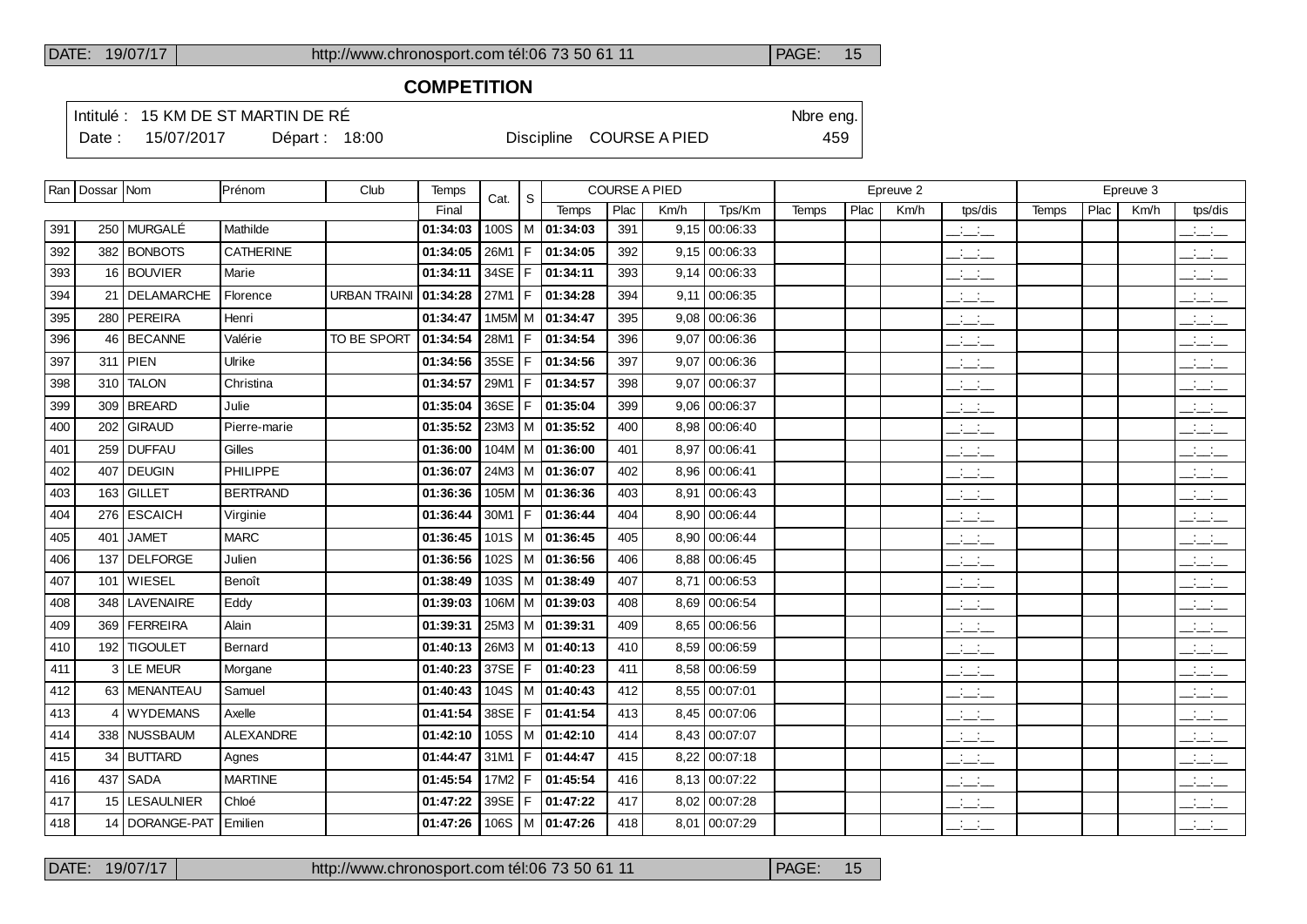## COMPETITION

Intitulé : 15 KM DE ST MARTIN DE RÉ — Nbre eng. 459

Date : 15/07/2017 — Départ : 18:00 — Discipline COURSE A PIED

| Ran | Dossar | Nom | Prénom | Club | Temps | Cat. | S | COURSE A PIED | | | | Epreuve 2 | | | | Epreuve 3 | | | |
|---|---|---|---|---|---|---|---|---|---|---|---|---|---|---|---|---|---|---|---|
| | | | | | Final | | | Temps | Plac | Km/h | Tps/Km | Temps | Plac | Km/h | tps/dis | Temps | Plac | Km/h | tps/dis |
| 391 | 250 | MURGALÉ | Mathilde | | 01:34:03 | 100S | M | 01:34:03 | 391 | 9,15 | 00:06:33 | | | | __:__:__ | | | | __:__:__ |
| 392 | 382 | BONBOTS | CATHERINE | | 01:34:05 | 26M1 | F | 01:34:05 | 392 | 9,15 | 00:06:33 | | | | __:__:__ | | | | __:__:__ |
| 393 | 16 | BOUVIER | Marie | | 01:34:11 | 34SE | F | 01:34:11 | 393 | 9,14 | 00:06:33 | | | | __:__:__ | | | | __:__:__ |
| 394 | 21 | DELAMARCHE | Florence | URBAN TRAINI | 01:34:28 | 27M1 | F | 01:34:28 | 394 | 9,11 | 00:06:35 | | | | __:__:__ | | | | __:__:__ |
| 395 | 280 | PEREIRA | Henri | | 01:34:47 | 1M5M | M | 01:34:47 | 395 | 9,08 | 00:06:36 | | | | __:__:__ | | | | __:__:__ |
| 396 | 46 | BECANNE | Valérie | TO BE SPORT | 01:34:54 | 28M1 | F | 01:34:54 | 396 | 9,07 | 00:06:36 | | | | __:__:__ | | | | __:__:__ |
| 397 | 311 | PIEN | Ulrike | | 01:34:56 | 35SE | F | 01:34:56 | 397 | 9,07 | 00:06:36 | | | | __:__:__ | | | | __:__:__ |
| 398 | 310 | TALON | Christina | | 01:34:57 | 29M1 | F | 01:34:57 | 398 | 9,07 | 00:06:37 | | | | __:__:__ | | | | __:__:__ |
| 399 | 309 | BREARD | Julie | | 01:35:04 | 36SE | F | 01:35:04 | 399 | 9,06 | 00:06:37 | | | | __:__:__ | | | | __:__:__ |
| 400 | 202 | GIRAUD | Pierre-marie | | 01:35:52 | 23M3 | M | 01:35:52 | 400 | 8,98 | 00:06:40 | | | | __:__:__ | | | | __:__:__ |
| 401 | 259 | DUFFAU | Gilles | | 01:36:00 | 104M | M | 01:36:00 | 401 | 8,97 | 00:06:41 | | | | __:__:__ | | | | __:__:__ |
| 402 | 407 | DEUGIN | PHILIPPE | | 01:36:07 | 24M3 | M | 01:36:07 | 402 | 8,96 | 00:06:41 | | | | __:__:__ | | | | __:__:__ |
| 403 | 163 | GILLET | BERTRAND | | 01:36:36 | 105M | M | 01:36:36 | 403 | 8,91 | 00:06:43 | | | | __:__:__ | | | | __:__:__ |
| 404 | 276 | ESCAICH | Virginie | | 01:36:44 | 30M1 | F | 01:36:44 | 404 | 8,90 | 00:06:44 | | | | __:__:__ | | | | __:__:__ |
| 405 | 401 | JAMET | MARC | | 01:36:45 | 101S | M | 01:36:45 | 405 | 8,90 | 00:06:44 | | | | __:__:__ | | | | __:__:__ |
| 406 | 137 | DELFORGE | Julien | | 01:36:56 | 102S | M | 01:36:56 | 406 | 8,88 | 00:06:45 | | | | __:__:__ | | | | __:__:__ |
| 407 | 101 | WIESEL | Benoît | | 01:38:49 | 103S | M | 01:38:49 | 407 | 8,71 | 00:06:53 | | | | __:__:__ | | | | __:__:__ |
| 408 | 348 | LAVENAIRE | Eddy | | 01:39:03 | 106M | M | 01:39:03 | 408 | 8,69 | 00:06:54 | | | | __:__:__ | | | | __:__:__ |
| 409 | 369 | FERREIRA | Alain | | 01:39:31 | 25M3 | M | 01:39:31 | 409 | 8,65 | 00:06:56 | | | | __:__:__ | | | | __:__:__ |
| 410 | 192 | TIGOULET | Bernard | | 01:40:13 | 26M3 | M | 01:40:13 | 410 | 8,59 | 00:06:59 | | | | __:__:__ | | | | __:__:__ |
| 411 | 3 | LE MEUR | Morgane | | 01:40:23 | 37SE | F | 01:40:23 | 411 | 8,58 | 00:06:59 | | | | __:__:__ | | | | __:__:__ |
| 412 | 63 | MENANTEAU | Samuel | | 01:40:43 | 104S | M | 01:40:43 | 412 | 8,55 | 00:07:01 | | | | __:__:__ | | | | __:__:__ |
| 413 | 4 | WYDEMANS | Axelle | | 01:41:54 | 38SE | F | 01:41:54 | 413 | 8,45 | 00:07:06 | | | | __:__:__ | | | | __:__:__ |
| 414 | 338 | NUSSBAUM | ALEXANDRE | | 01:42:10 | 105S | M | 01:42:10 | 414 | 8,43 | 00:07:07 | | | | __:__:__ | | | | __:__:__ |
| 415 | 34 | BUTTARD | Agnes | | 01:44:47 | 31M1 | F | 01:44:47 | 415 | 8,22 | 00:07:18 | | | | __:__:__ | | | | __:__:__ |
| 416 | 437 | SADA | MARTINE | | 01:45:54 | 17M2 | F | 01:45:54 | 416 | 8,13 | 00:07:22 | | | | __:__:__ | | | | __:__:__ |
| 417 | 15 | LESAULNIER | Chloé | | 01:47:22 | 39SE | F | 01:47:22 | 417 | 8,02 | 00:07:28 | | | | __:__:__ | | | | __:__:__ |
| 418 | 14 | DORANGE-PAT | Emilien | | 01:47:26 | 106S | M | 01:47:26 | 418 | 8,01 | 00:07:29 | | | | __:__:__ | | | | __:__:__ |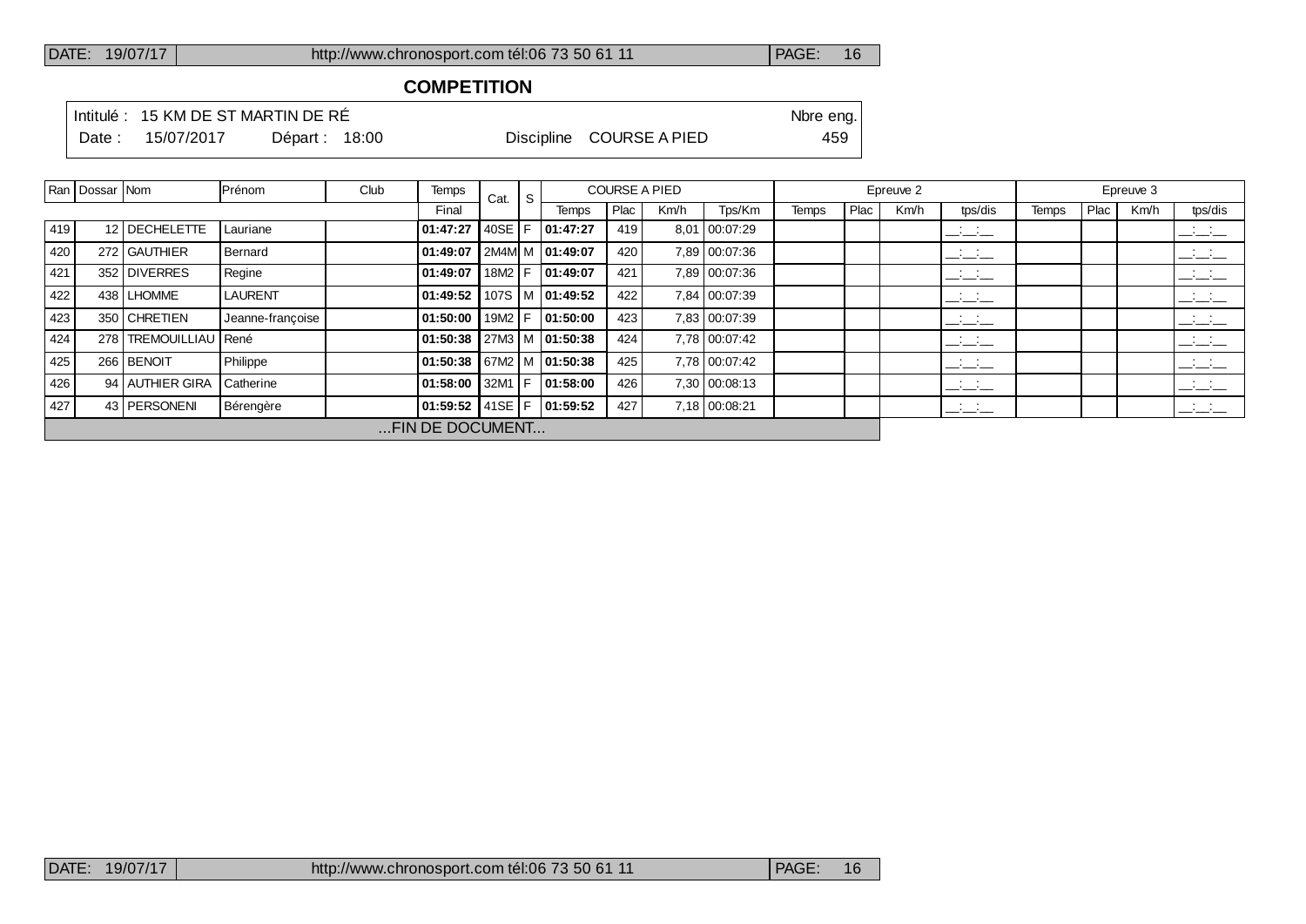## COMPETITION

Intitulé : 15 KM DE ST MARTIN DE RÉ — Nbre eng.

Date : 15/07/2017 — Départ : 18:00 — Discipline COURSE A PIED — 459

| Ran | Dossar | Nom | Prénom | Club | Temps | Cat. | S | COURSE A PIED | | | | Epreuve 2 | | | | Epreuve 3 | | | |
|---|---|---|---|---|---|---|---|---|---|---|---|---|---|---|---|---|---|---|---|
| | | | | | Final | | | Temps | Plac | Km/h | Tps/Km | Temps | Plac | Km/h | tps/dis | Temps | Plac | Km/h | tps/dis |
| 419 | 12 | DECHELETTE | Lauriane | | **01:47:27** | 40SE | F | **01:47:27** | 419 | 8,01 | 00:07:29 | | | | __:__:__ | | | | __:__:__ |
| 420 | 272 | GAUTHIER | Bernard | | **01:49:07** | 2M4M | M | **01:49:07** | 420 | 7,89 | 00:07:36 | | | | __:__:__ | | | | __:__:__ |
| 421 | 352 | DIVERRES | Regine | | **01:49:07** | 18M2 | F | **01:49:07** | 421 | 7,89 | 00:07:36 | | | | __:__:__ | | | | __:__:__ |
| 422 | 438 | LHOMME | LAURENT | | **01:49:52** | 107S | M | **01:49:52** | 422 | 7,84 | 00:07:39 | | | | __:__:__ | | | | __:__:__ |
| 423 | 350 | CHRETIEN | Jeanne-françoise | | **01:50:00** | 19M2 | F | **01:50:00** | 423 | 7,83 | 00:07:39 | | | | __:__:__ | | | | __:__:__ |
| 424 | 278 | TREMOUILLIAU | René | | **01:50:38** | 27M3 | M | **01:50:38** | 424 | 7,78 | 00:07:42 | | | | __:__:__ | | | | __:__:__ |
| 425 | 266 | BENOIT | Philippe | | **01:50:38** | 67M2 | M | **01:50:38** | 425 | 7,78 | 00:07:42 | | | | __:__:__ | | | | __:__:__ |
| 426 | 94 | AUTHIER GIRA | Catherine | | **01:58:00** | 32M1 | F | **01:58:00** | 426 | 7,30 | 00:08:13 | | | | __:__:__ | | | | __:__:__ |
| 427 | 43 | PERSONENI | Bérengère | | **01:59:52** | 41SE | F | **01:59:52** | 427 | 7,18 | 00:08:21 | | | | __:__:__ | | | | __:__:__ |

...FIN DE DOCUMENT...